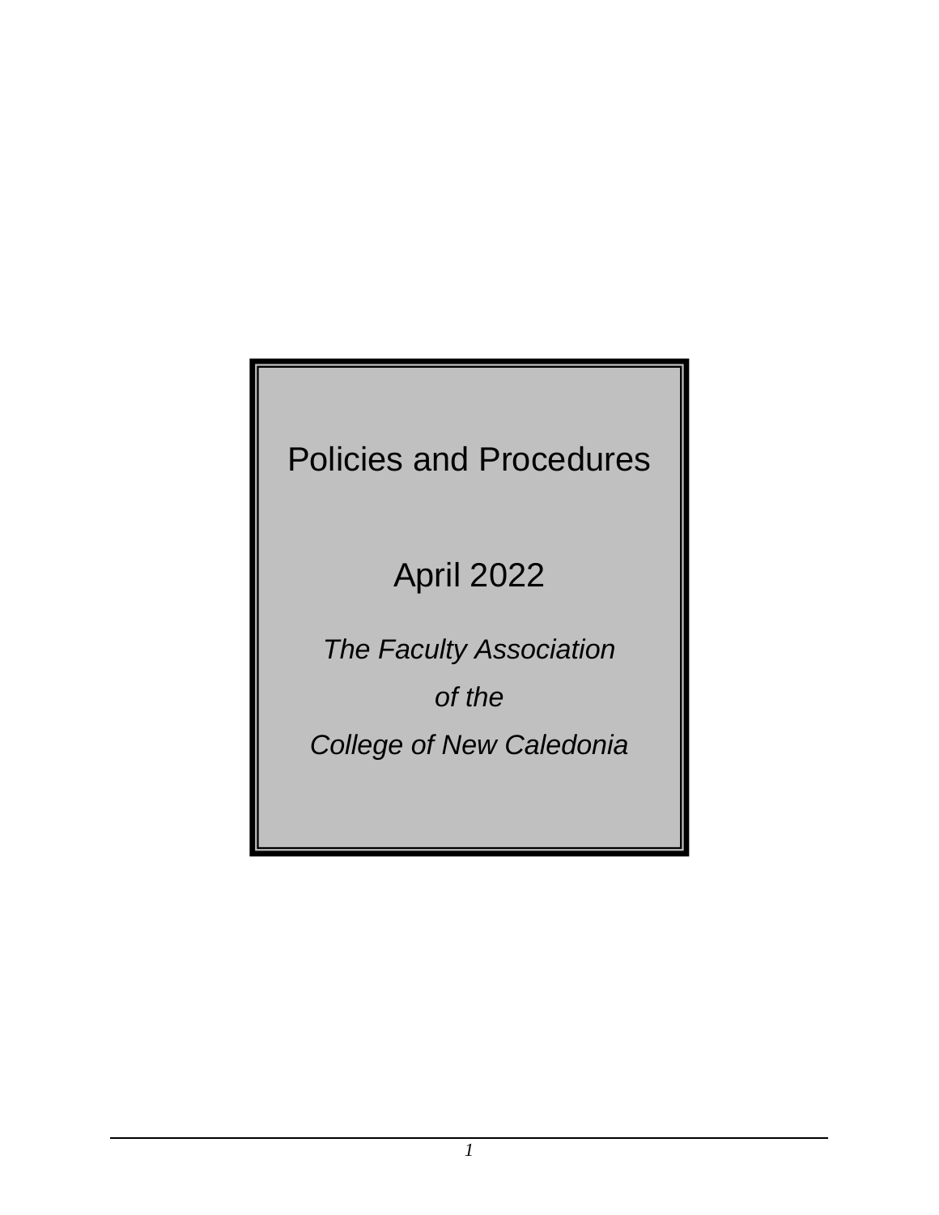# Policies and Procedures

## April 2022

*The Faculty Association*

*of the*

*College of New Caledonia*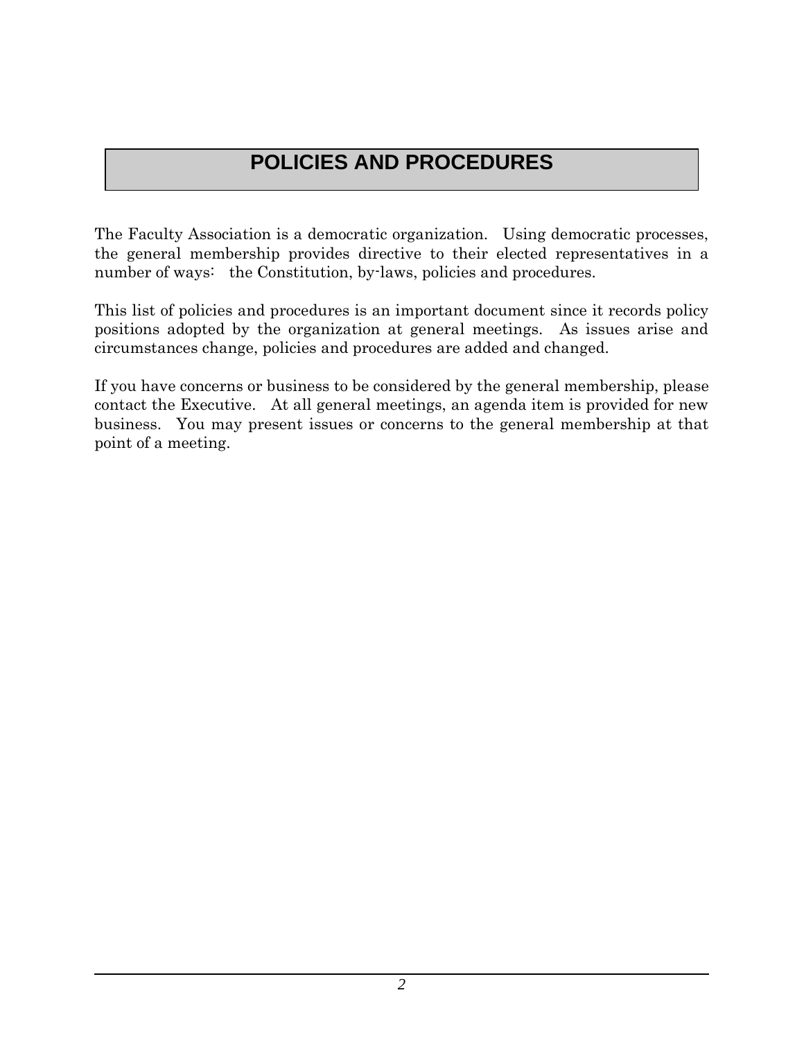# POLICIES AND PROCEDURES

The Faculty Association is a democratic organization. Using democratic processes, the general membership provides directive to their elected representatives in a number of ways: the Constitution, by-laws, policies and procedures.

This list of policies and procedures is an important document since it records policy positions adopted by the organization at general meetings. As issues arise and circumstances change, policies and procedures are added and changed.

If you have concerns or business to be considered by the general membership, please contact the Executive. At all general meetings, an agenda item is provided for new business. You may present issues or concerns to the general membership at that point of a meeting.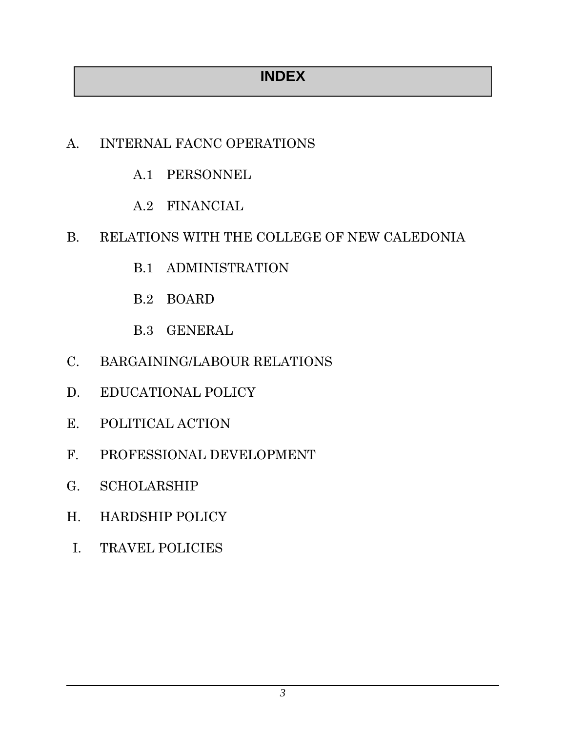# INDEX

A. INTERNAL FACNC OPERATIONS

- A.1 PERSONNEL
- A.2 FINANCIAL

B. RELATIONS WITH THE COLLEGE OF NEW CALEDONIA

- B.1 ADMINISTRATION
- B.2 BOARD
- B.3 GENERAL

C. BARGAINING/LABOUR RELATIONS

D. EDUCATIONAL POLICY

E. POLITICAL ACTION

F. PROFESSIONAL DEVELOPMENT

G. SCHOLARSHIP

H. HARDSHIP POLICY

I. TRAVEL POLICIES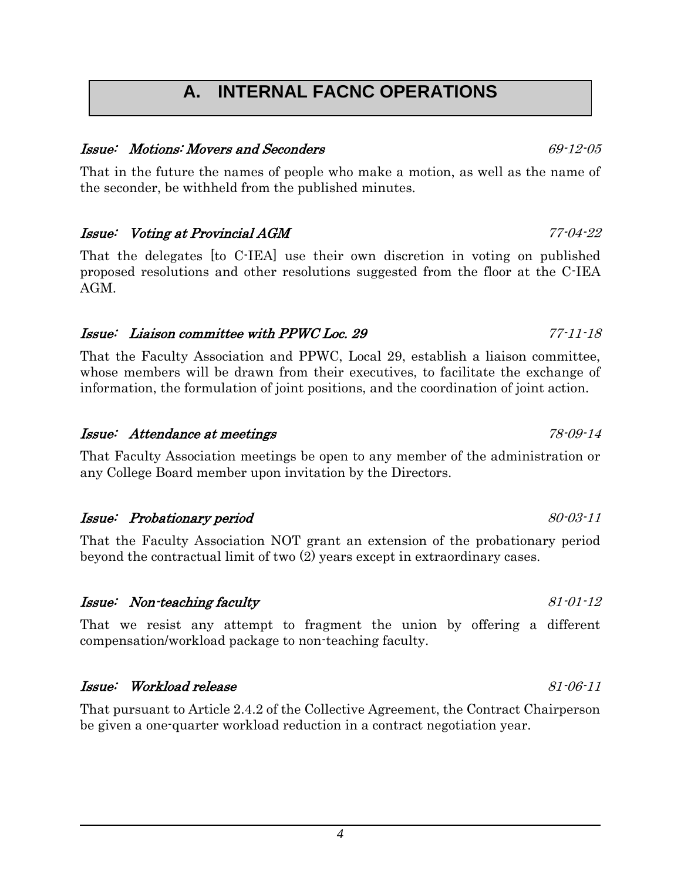# A. INTERNAL FACNC OPERATIONS

### *Issue: Motions: Movers and Seconders* *69-12-05*

That in the future the names of people who make a motion, as well as the name of the seconder, be withheld from the published minutes.

### *Issue: Voting at Provincial AGM* *77-04-22*

That the delegates [to C-IEA] use their own discretion in voting on published proposed resolutions and other resolutions suggested from the floor at the C-IEA AGM.

### *Issue: Liaison committee with PPWC Loc. 29* *77-11-18*

That the Faculty Association and PPWC, Local 29, establish a liaison committee, whose members will be drawn from their executives, to facilitate the exchange of information, the formulation of joint positions, and the coordination of joint action.

### *Issue: Attendance at meetings* *78-09-14*

That Faculty Association meetings be open to any member of the administration or any College Board member upon invitation by the Directors.

### *Issue: Probationary period* *80-03-11*

That the Faculty Association NOT grant an extension of the probationary period beyond the contractual limit of two (2) years except in extraordinary cases.

### *Issue: Non-teaching faculty* *81-01-12*

That we resist any attempt to fragment the union by offering a different compensation/workload package to non-teaching faculty.

### *Issue: Workload release* *81-06-11*

That pursuant to Article 2.4.2 of the Collective Agreement, the Contract Chairperson be given a one-quarter workload reduction in a contract negotiation year.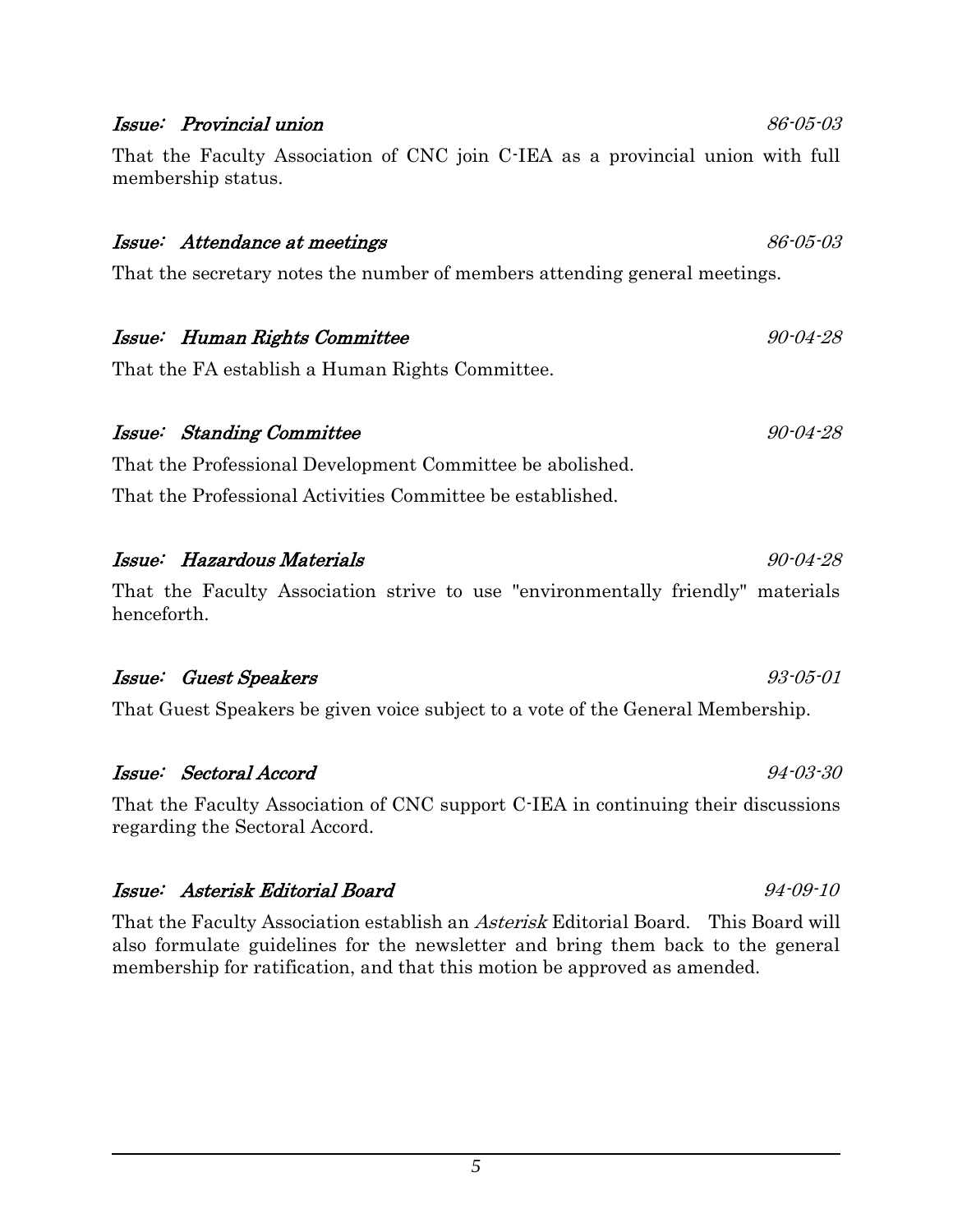***Issue: Provincial union*** *86-05-03*

That the Faculty Association of CNC join C-IEA as a provincial union with full membership status.

***Issue: Attendance at meetings*** *86-05-03*

That the secretary notes the number of members attending general meetings.

***Issue: Human Rights Committee*** *90-04-28*

That the FA establish a Human Rights Committee.

***Issue: Standing Committee*** *90-04-28*

That the Professional Development Committee be abolished.

That the Professional Activities Committee be established.

***Issue: Hazardous Materials*** *90-04-28*

That the Faculty Association strive to use "environmentally friendly" materials henceforth.

***Issue: Guest Speakers*** *93-05-01*

That Guest Speakers be given voice subject to a vote of the General Membership.

***Issue: Sectoral Accord*** *94-03-30*

That the Faculty Association of CNC support C-IEA in continuing their discussions regarding the Sectoral Accord.

***Issue: Asterisk Editorial Board*** *94-09-10*

That the Faculty Association establish an *Asterisk* Editorial Board. This Board will also formulate guidelines for the newsletter and bring them back to the general membership for ratification, and that this motion be approved as amended.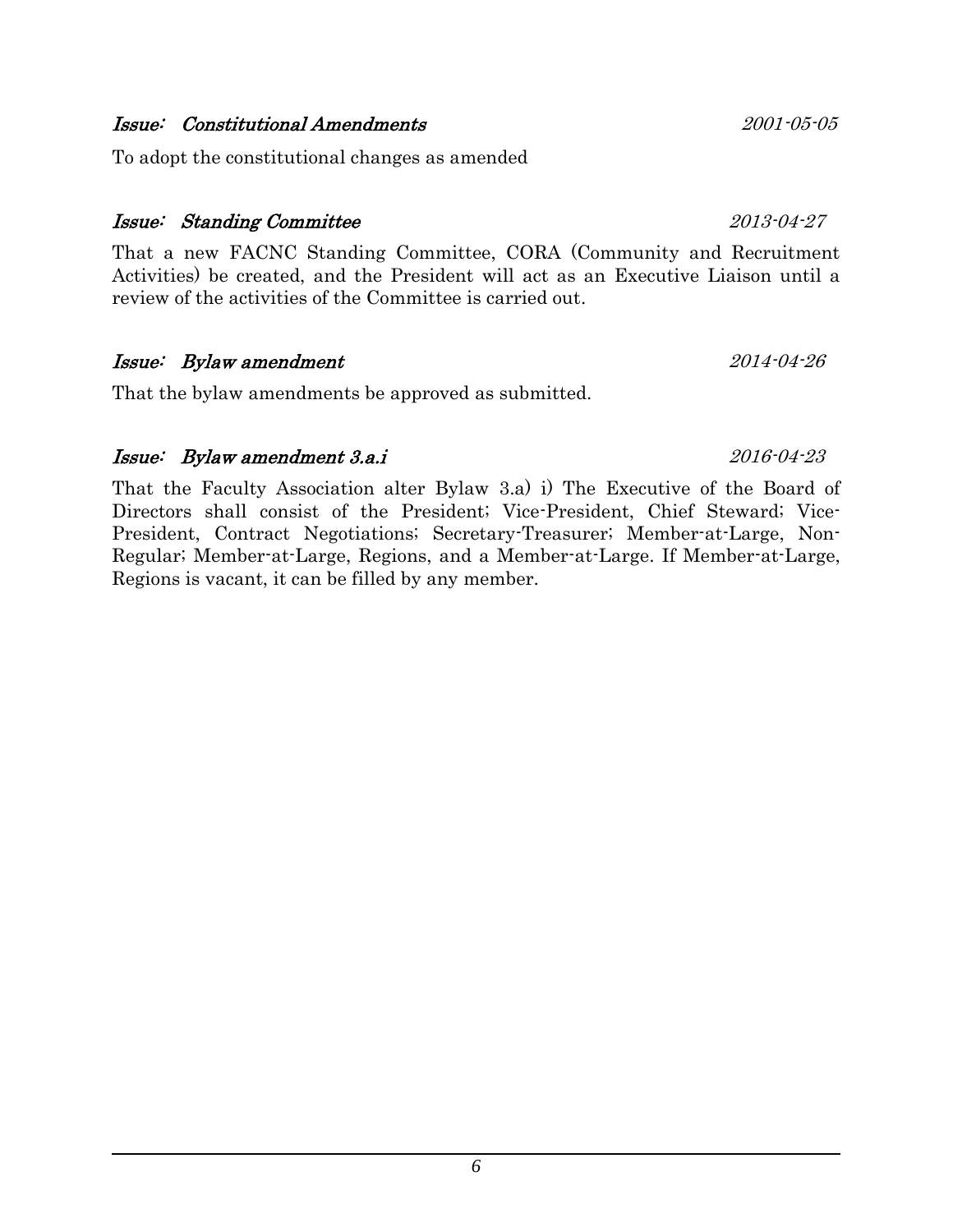***Issue: Constitutional Amendments*** *2001-05-05*

To adopt the constitutional changes as amended

***Issue: Standing Committee*** *2013-04-27*

That a new FACNC Standing Committee, CORA (Community and Recruitment Activities) be created, and the President will act as an Executive Liaison until a review of the activities of the Committee is carried out.

***Issue: Bylaw amendment*** *2014-04-26*

That the bylaw amendments be approved as submitted.

***Issue: Bylaw amendment 3.a.i*** *2016-04-23*

That the Faculty Association alter Bylaw 3.a) i) The Executive of the Board of Directors shall consist of the President; Vice-President, Chief Steward; Vice-President, Contract Negotiations; Secretary-Treasurer; Member-at-Large, Non-Regular; Member-at-Large, Regions, and a Member-at-Large. If Member-at-Large, Regions is vacant, it can be filled by any member.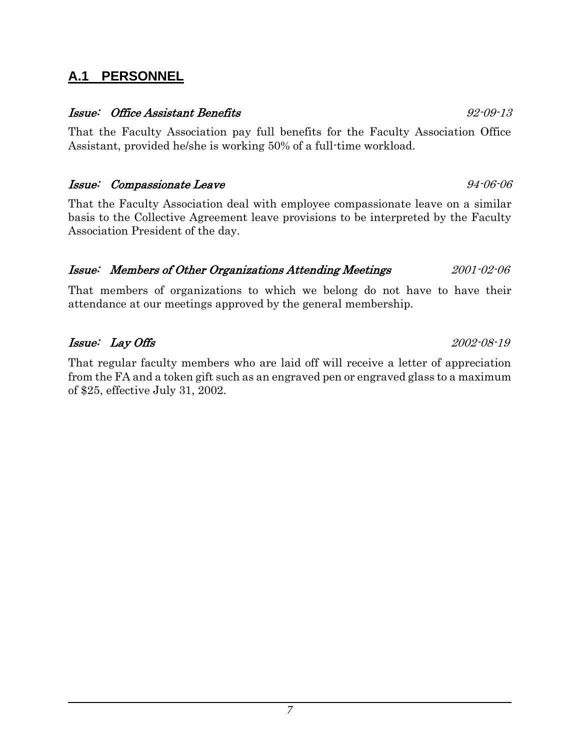## A.1 PERSONNEL

### *Issue: Office Assistant Benefits* *92-09-13*

That the Faculty Association pay full benefits for the Faculty Association Office Assistant, provided he/she is working 50% of a full-time workload.

### *Issue: Compassionate Leave* *94-06-06*

That the Faculty Association deal with employee compassionate leave on a similar basis to the Collective Agreement leave provisions to be interpreted by the Faculty Association President of the day.

### *Issue: Members of Other Organizations Attending Meetings* *2001-02-06*

That members of organizations to which we belong do not have to have their attendance at our meetings approved by the general membership.

### *Issue: Lay Offs* *2002-08-19*

That regular faculty members who are laid off will receive a letter of appreciation from the FA and a token gift such as an engraved pen or engraved glass to a maximum of $25, effective July 31, 2002.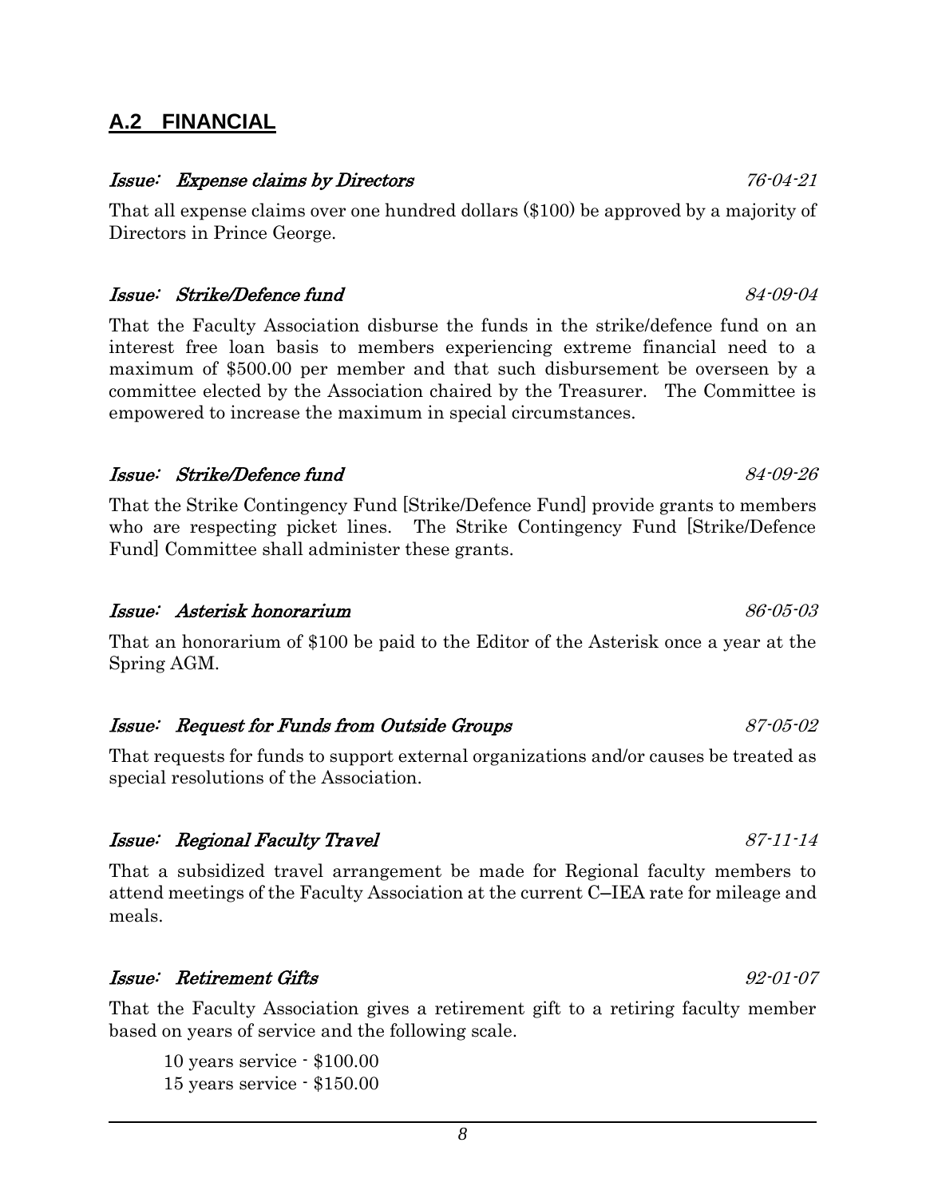## A.2 FINANCIAL

***Issue: Expense claims by Directors*** *76-04-21*

That all expense claims over one hundred dollars ($100) be approved by a majority of Directors in Prince George.

***Issue: Strike/Defence fund*** *84-09-04*

That the Faculty Association disburse the funds in the strike/defence fund on an interest free loan basis to members experiencing extreme financial need to a maximum of $500.00 per member and that such disbursement be overseen by a committee elected by the Association chaired by the Treasurer. The Committee is empowered to increase the maximum in special circumstances.

***Issue: Strike/Defence fund*** *84-09-26*

That the Strike Contingency Fund [Strike/Defence Fund] provide grants to members who are respecting picket lines. The Strike Contingency Fund [Strike/Defence Fund] Committee shall administer these grants.

***Issue: Asterisk honorarium*** *86-05-03*

That an honorarium of $100 be paid to the Editor of the Asterisk once a year at the Spring AGM.

***Issue: Request for Funds from Outside Groups*** *87-05-02*

That requests for funds to support external organizations and/or causes be treated as special resolutions of the Association.

***Issue: Regional Faculty Travel*** *87-11-14*

That a subsidized travel arrangement be made for Regional faculty members to attend meetings of the Faculty Association at the current C–IEA rate for mileage and meals.

***Issue: Retirement Gifts*** *92-01-07*

That the Faculty Association gives a retirement gift to a retiring faculty member based on years of service and the following scale.

10 years service - $100.00
15 years service - $150.00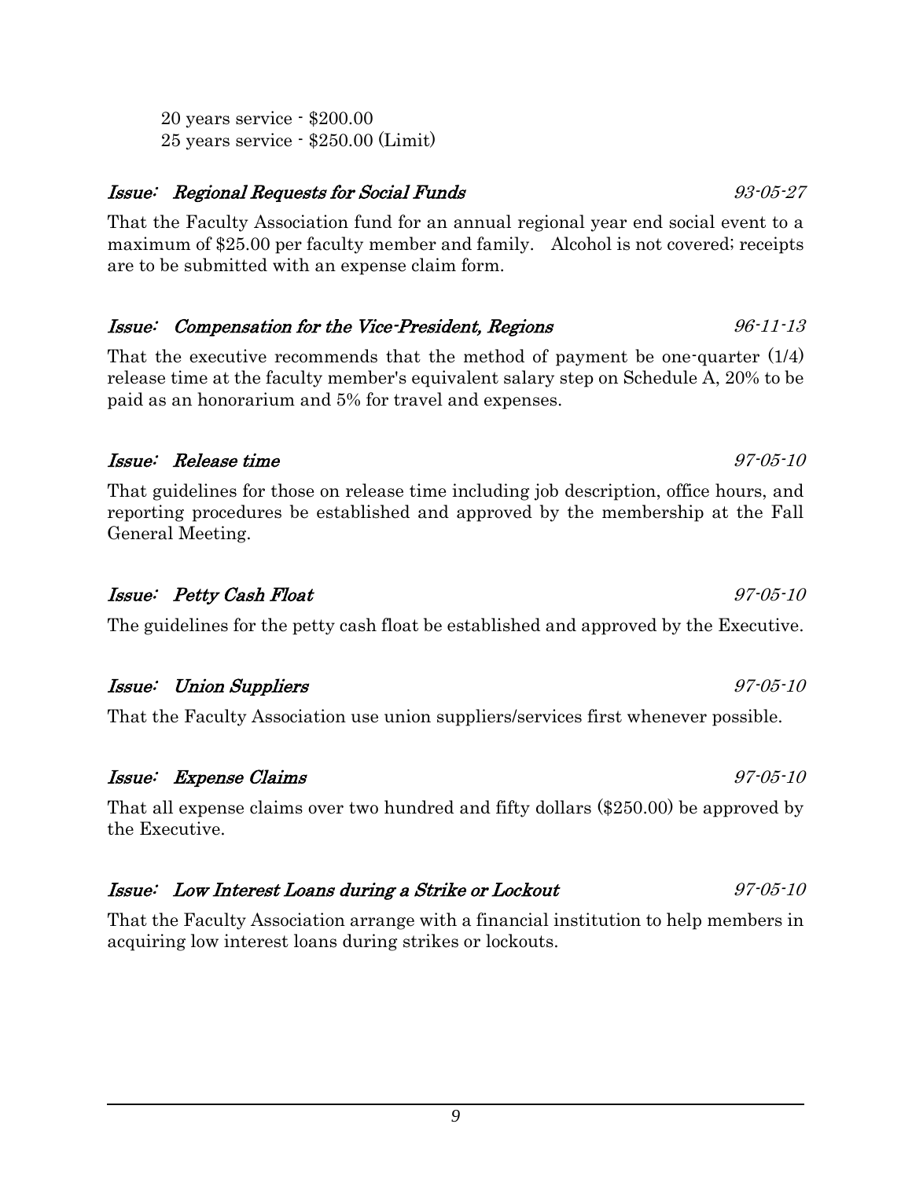20 years service - $200.00
25 years service - $250.00 (Limit)

### *Issue: Regional Requests for Social Funds* *93-05-27*

That the Faculty Association fund for an annual regional year end social event to a maximum of $25.00 per faculty member and family. Alcohol is not covered; receipts are to be submitted with an expense claim form.

### *Issue: Compensation for the Vice-President, Regions* *96-11-13*

That the executive recommends that the method of payment be one-quarter (1/4) release time at the faculty member's equivalent salary step on Schedule A, 20% to be paid as an honorarium and 5% for travel and expenses.

### *Issue: Release time* *97-05-10*

That guidelines for those on release time including job description, office hours, and reporting procedures be established and approved by the membership at the Fall General Meeting.

### *Issue: Petty Cash Float* *97-05-10*

The guidelines for the petty cash float be established and approved by the Executive.

### *Issue: Union Suppliers* *97-05-10*

That the Faculty Association use union suppliers/services first whenever possible.

### *Issue: Expense Claims* *97-05-10*

That all expense claims over two hundred and fifty dollars ($250.00) be approved by the Executive.

### *Issue: Low Interest Loans during a Strike or Lockout* *97-05-10*

That the Faculty Association arrange with a financial institution to help members in acquiring low interest loans during strikes or lockouts.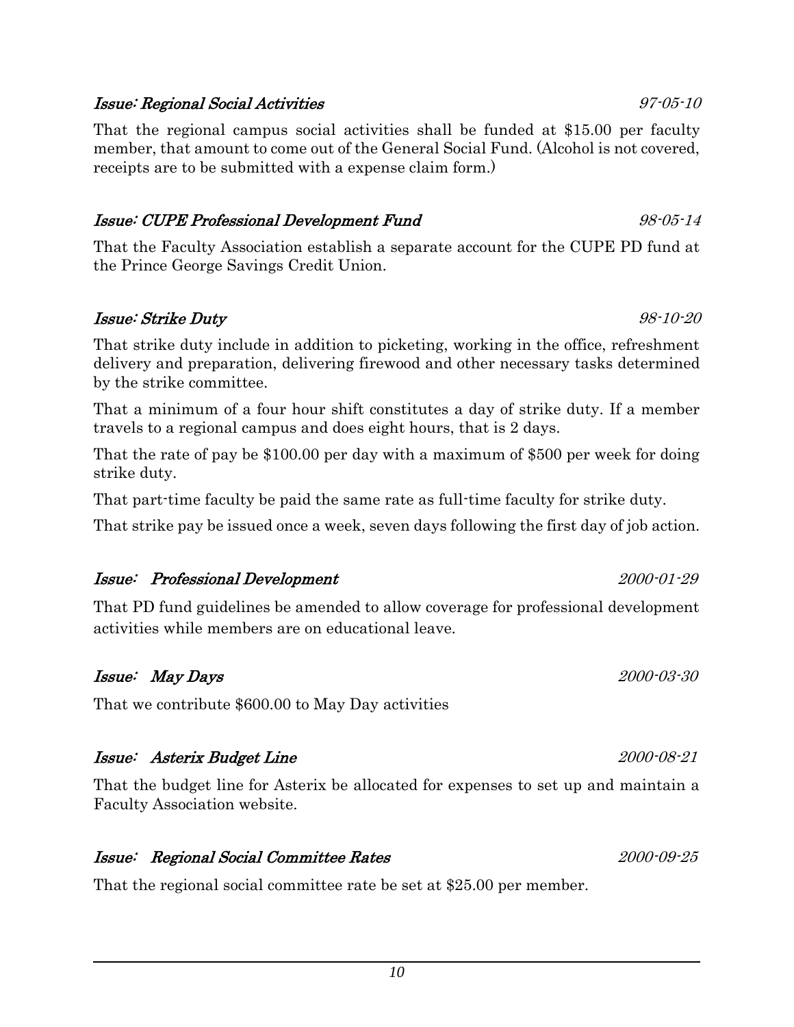### *Issue: Regional Social Activities* — *97-05-10*

That the regional campus social activities shall be funded at $15.00 per faculty member, that amount to come out of the General Social Fund. (Alcohol is not covered, receipts are to be submitted with a expense claim form.)

### *Issue: CUPE Professional Development Fund* — *98-05-14*

That the Faculty Association establish a separate account for the CUPE PD fund at the Prince George Savings Credit Union.

### *Issue: Strike Duty* — *98-10-20*

That strike duty include in addition to picketing, working in the office, refreshment delivery and preparation, delivering firewood and other necessary tasks determined by the strike committee.

That a minimum of a four hour shift constitutes a day of strike duty. If a member travels to a regional campus and does eight hours, that is 2 days.

That the rate of pay be $100.00 per day with a maximum of $500 per week for doing strike duty.

That part-time faculty be paid the same rate as full-time faculty for strike duty.

That strike pay be issued once a week, seven days following the first day of job action.

### *Issue: Professional Development* — *2000-01-29*

That PD fund guidelines be amended to allow coverage for professional development activities while members are on educational leave.

### *Issue: May Days* — *2000-03-30*

That we contribute $600.00 to May Day activities

### *Issue: Asterix Budget Line* — *2000-08-21*

That the budget line for Asterix be allocated for expenses to set up and maintain a Faculty Association website.

### *Issue: Regional Social Committee Rates* — *2000-09-25*

That the regional social committee rate be set at $25.00 per member.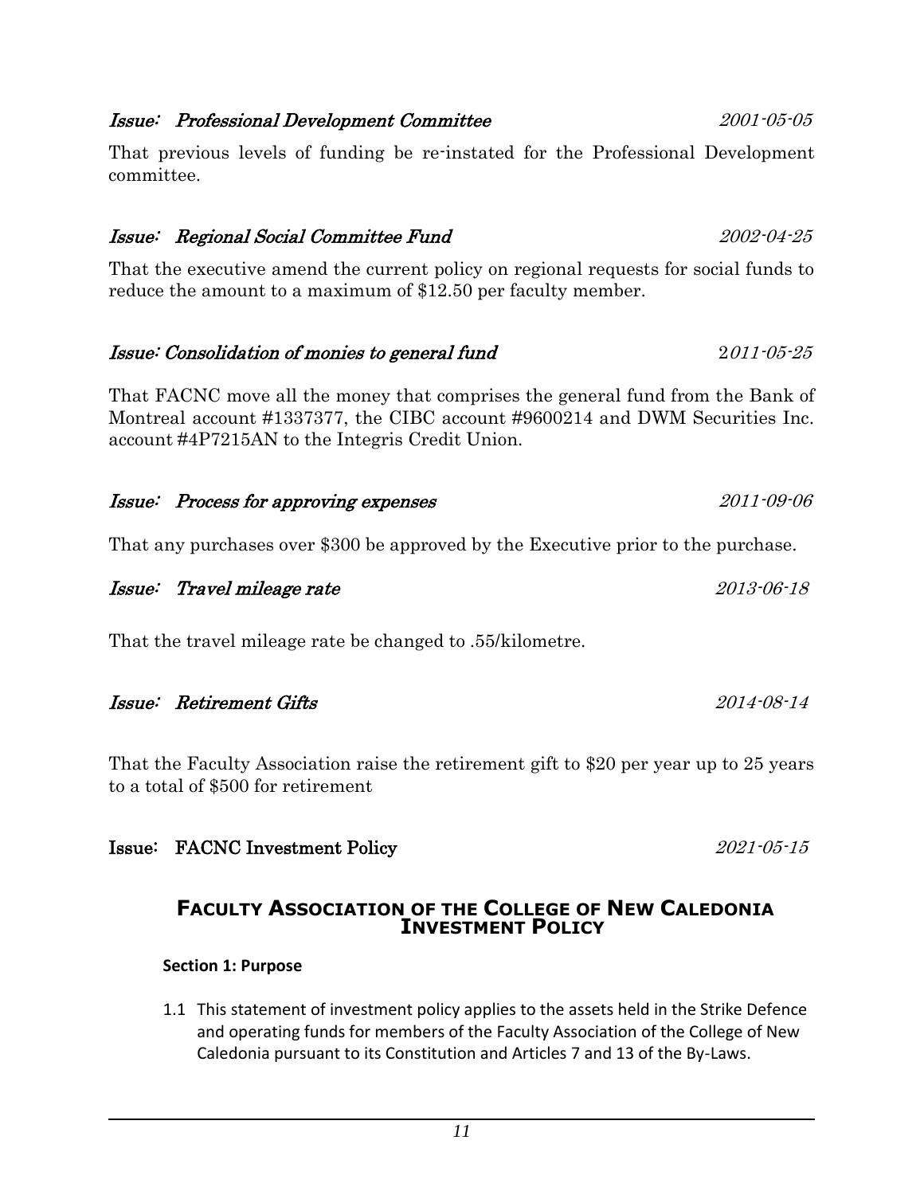*Issue: Professional Development Committee* *2001-05-05*

That previous levels of funding be re-instated for the Professional Development committee.

*Issue: Regional Social Committee Fund* *2002-04-25*

That the executive amend the current policy on regional requests for social funds to reduce the amount to a maximum of $12.50 per faculty member.

*Issue: Consolidation of monies to general fund* *2011-05-25*

That FACNC move all the money that comprises the general fund from the Bank of Montreal account #1337377, the CIBC account #9600214 and DWM Securities Inc. account #4P7215AN to the Integris Credit Union.

*Issue: Process for approving expenses* *2011-09-06*

That any purchases over $300 be approved by the Executive prior to the purchase.

*Issue: Travel mileage rate* *2013-06-18*

That the travel mileage rate be changed to .55/kilometre.

*Issue: Retirement Gifts* *2014-08-14*

That the Faculty Association raise the retirement gift to $20 per year up to 25 years to a total of $500 for retirement

Issue: FACNC Investment Policy *2021-05-15*

## FACULTY ASSOCIATION OF THE COLLEGE OF NEW CALEDONIA INVESTMENT POLICY

**Section 1: Purpose**

1.1 This statement of investment policy applies to the assets held in the Strike Defence and operating funds for members of the Faculty Association of the College of New Caledonia pursuant to its Constitution and Articles 7 and 13 of the By-Laws.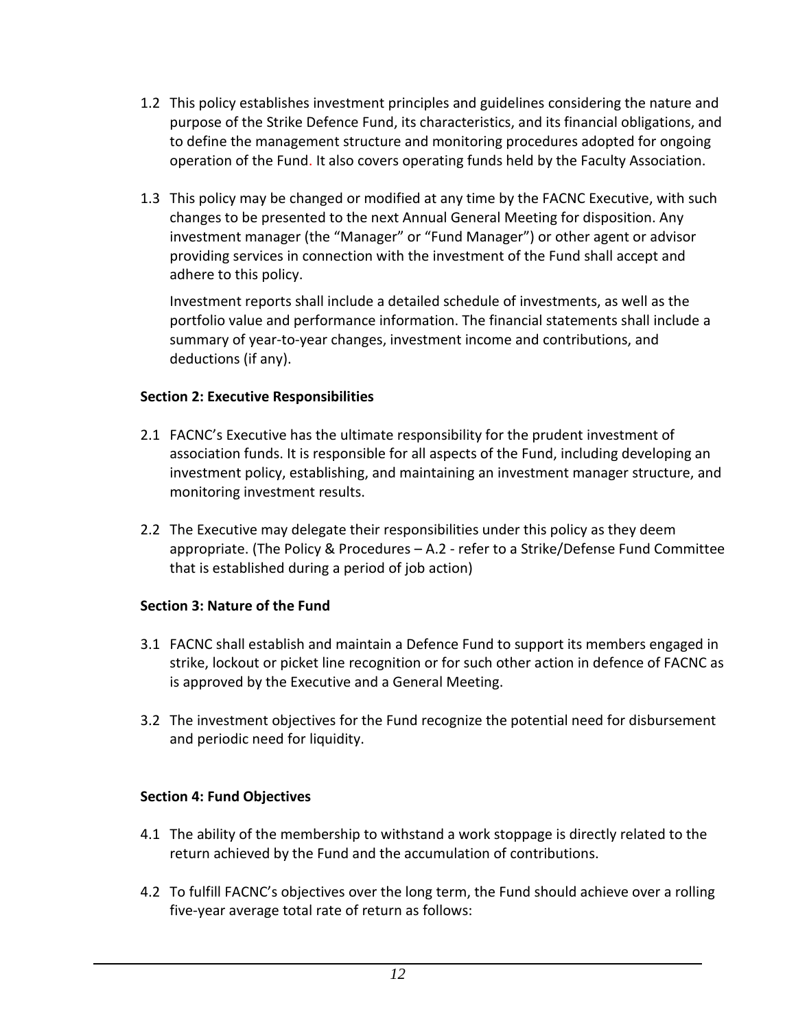1.2 This policy establishes investment principles and guidelines considering the nature and purpose of the Strike Defence Fund, its characteristics, and its financial obligations, and to define the management structure and monitoring procedures adopted for ongoing operation of the Fund. It also covers operating funds held by the Faculty Association.

1.3 This policy may be changed or modified at any time by the FACNC Executive, with such changes to be presented to the next Annual General Meeting for disposition. Any investment manager (the "Manager" or "Fund Manager") or other agent or advisor providing services in connection with the investment of the Fund shall accept and adhere to this policy.

Investment reports shall include a detailed schedule of investments, as well as the portfolio value and performance information. The financial statements shall include a summary of year-to-year changes, investment income and contributions, and deductions (if any).

**Section 2: Executive Responsibilities**

2.1 FACNC's Executive has the ultimate responsibility for the prudent investment of association funds. It is responsible for all aspects of the Fund, including developing an investment policy, establishing, and maintaining an investment manager structure, and monitoring investment results.

2.2 The Executive may delegate their responsibilities under this policy as they deem appropriate. (The Policy & Procedures – A.2 - refer to a Strike/Defense Fund Committee that is established during a period of job action)

**Section 3: Nature of the Fund**

3.1 FACNC shall establish and maintain a Defence Fund to support its members engaged in strike, lockout or picket line recognition or for such other action in defence of FACNC as is approved by the Executive and a General Meeting.

3.2 The investment objectives for the Fund recognize the potential need for disbursement and periodic need for liquidity.

**Section 4: Fund Objectives**

4.1 The ability of the membership to withstand a work stoppage is directly related to the return achieved by the Fund and the accumulation of contributions.

4.2 To fulfill FACNC's objectives over the long term, the Fund should achieve over a rolling five-year average total rate of return as follows: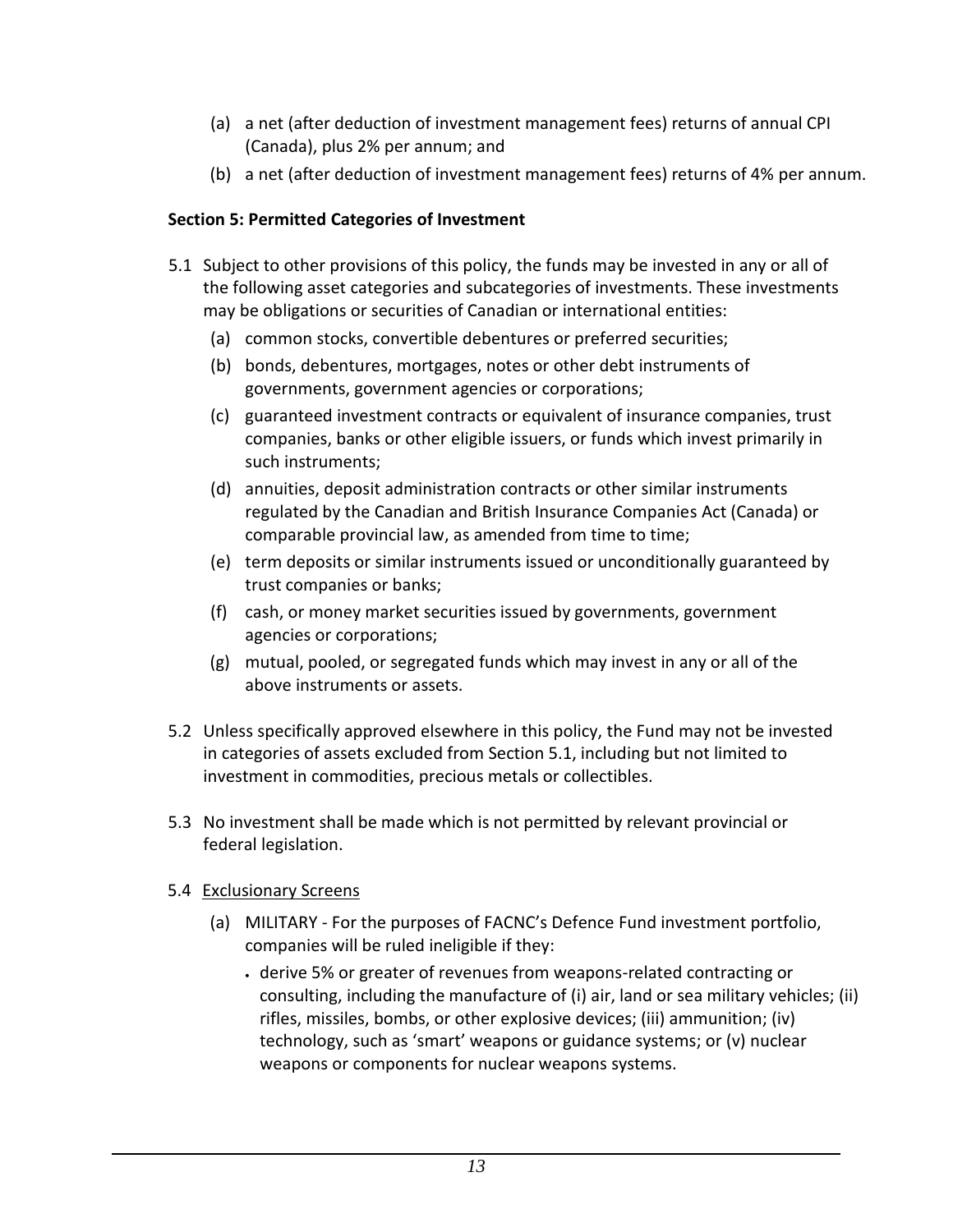(a) a net (after deduction of investment management fees) returns of annual CPI (Canada), plus 2% per annum; and

(b) a net (after deduction of investment management fees) returns of 4% per annum.

**Section 5: Permitted Categories of Investment**

5.1 Subject to other provisions of this policy, the funds may be invested in any or all of the following asset categories and subcategories of investments. These investments may be obligations or securities of Canadian or international entities:

(a) common stocks, convertible debentures or preferred securities;

(b) bonds, debentures, mortgages, notes or other debt instruments of governments, government agencies or corporations;

(c) guaranteed investment contracts or equivalent of insurance companies, trust companies, banks or other eligible issuers, or funds which invest primarily in such instruments;

(d) annuities, deposit administration contracts or other similar instruments regulated by the Canadian and British Insurance Companies Act (Canada) or comparable provincial law, as amended from time to time;

(e) term deposits or similar instruments issued or unconditionally guaranteed by trust companies or banks;

(f) cash, or money market securities issued by governments, government agencies or corporations;

(g) mutual, pooled, or segregated funds which may invest in any or all of the above instruments or assets.

5.2 Unless specifically approved elsewhere in this policy, the Fund may not be invested in categories of assets excluded from Section 5.1, including but not limited to investment in commodities, precious metals or collectibles.

5.3 No investment shall be made which is not permitted by relevant provincial or federal legislation.

5.4 <u>Exclusionary Screens</u>

(a) MILITARY - For the purposes of FACNC's Defence Fund investment portfolio, companies will be ruled ineligible if they:

- derive 5% or greater of revenues from weapons-related contracting or consulting, including the manufacture of (i) air, land or sea military vehicles; (ii) rifles, missiles, bombs, or other explosive devices; (iii) ammunition; (iv) technology, such as 'smart' weapons or guidance systems; or (v) nuclear weapons or components for nuclear weapons systems.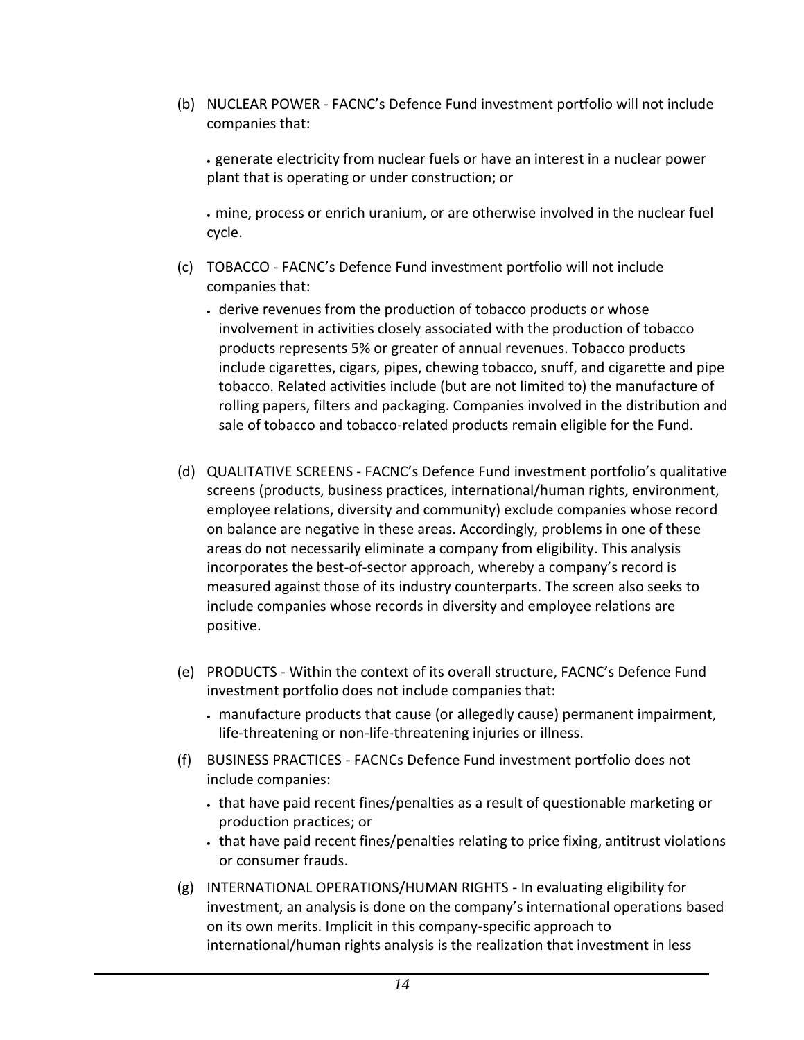(b) NUCLEAR POWER - FACNC's Defence Fund investment portfolio will not include companies that:

- generate electricity from nuclear fuels or have an interest in a nuclear power plant that is operating or under construction; or

- mine, process or enrich uranium, or are otherwise involved in the nuclear fuel cycle.

(c) TOBACCO - FACNC's Defence Fund investment portfolio will not include companies that:

- derive revenues from the production of tobacco products or whose involvement in activities closely associated with the production of tobacco products represents 5% or greater of annual revenues. Tobacco products include cigarettes, cigars, pipes, chewing tobacco, snuff, and cigarette and pipe tobacco. Related activities include (but are not limited to) the manufacture of rolling papers, filters and packaging. Companies involved in the distribution and sale of tobacco and tobacco-related products remain eligible for the Fund.

(d) QUALITATIVE SCREENS - FACNC's Defence Fund investment portfolio's qualitative screens (products, business practices, international/human rights, environment, employee relations, diversity and community) exclude companies whose record on balance are negative in these areas. Accordingly, problems in one of these areas do not necessarily eliminate a company from eligibility. This analysis incorporates the best-of-sector approach, whereby a company's record is measured against those of its industry counterparts. The screen also seeks to include companies whose records in diversity and employee relations are positive.

(e) PRODUCTS - Within the context of its overall structure, FACNC's Defence Fund investment portfolio does not include companies that:

- manufacture products that cause (or allegedly cause) permanent impairment, life-threatening or non-life-threatening injuries or illness.

(f) BUSINESS PRACTICES - FACNCs Defence Fund investment portfolio does not include companies:

- that have paid recent fines/penalties as a result of questionable marketing or production practices; or
- that have paid recent fines/penalties relating to price fixing, antitrust violations or consumer frauds.

(g) INTERNATIONAL OPERATIONS/HUMAN RIGHTS - In evaluating eligibility for investment, an analysis is done on the company's international operations based on its own merits. Implicit in this company-specific approach to international/human rights analysis is the realization that investment in less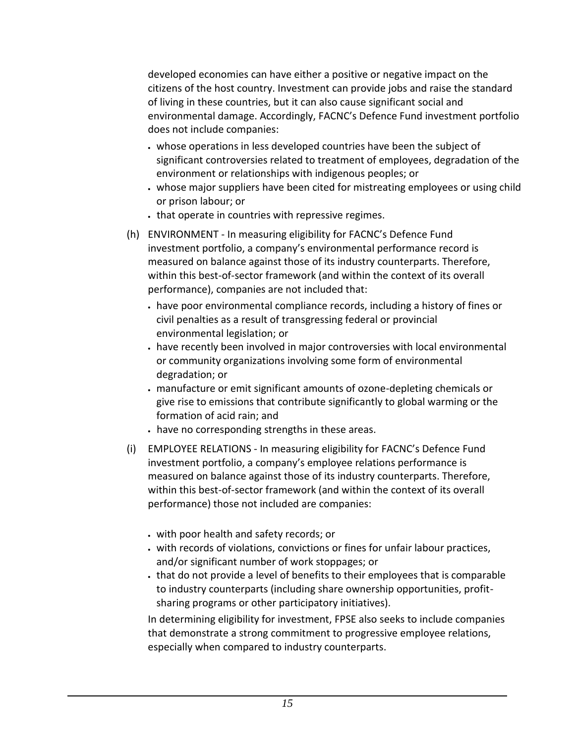developed economies can have either a positive or negative impact on the citizens of the host country. Investment can provide jobs and raise the standard of living in these countries, but it can also cause significant social and environmental damage. Accordingly, FACNC's Defence Fund investment portfolio does not include companies:

- whose operations in less developed countries have been the subject of significant controversies related to treatment of employees, degradation of the environment or relationships with indigenous peoples; or
- whose major suppliers have been cited for mistreating employees or using child or prison labour; or
- that operate in countries with repressive regimes.

(h) ENVIRONMENT - In measuring eligibility for FACNC's Defence Fund investment portfolio, a company's environmental performance record is measured on balance against those of its industry counterparts. Therefore, within this best-of-sector framework (and within the context of its overall performance), companies are not included that:

- have poor environmental compliance records, including a history of fines or civil penalties as a result of transgressing federal or provincial environmental legislation; or
- have recently been involved in major controversies with local environmental or community organizations involving some form of environmental degradation; or
- manufacture or emit significant amounts of ozone-depleting chemicals or give rise to emissions that contribute significantly to global warming or the formation of acid rain; and
- have no corresponding strengths in these areas.

(i) EMPLOYEE RELATIONS - In measuring eligibility for FACNC's Defence Fund investment portfolio, a company's employee relations performance is measured on balance against those of its industry counterparts. Therefore, within this best-of-sector framework (and within the context of its overall performance) those not included are companies:

- with poor health and safety records; or
- with records of violations, convictions or fines for unfair labour practices, and/or significant number of work stoppages; or
- that do not provide a level of benefits to their employees that is comparable to industry counterparts (including share ownership opportunities, profit-sharing programs or other participatory initiatives).

In determining eligibility for investment, FPSE also seeks to include companies that demonstrate a strong commitment to progressive employee relations, especially when compared to industry counterparts.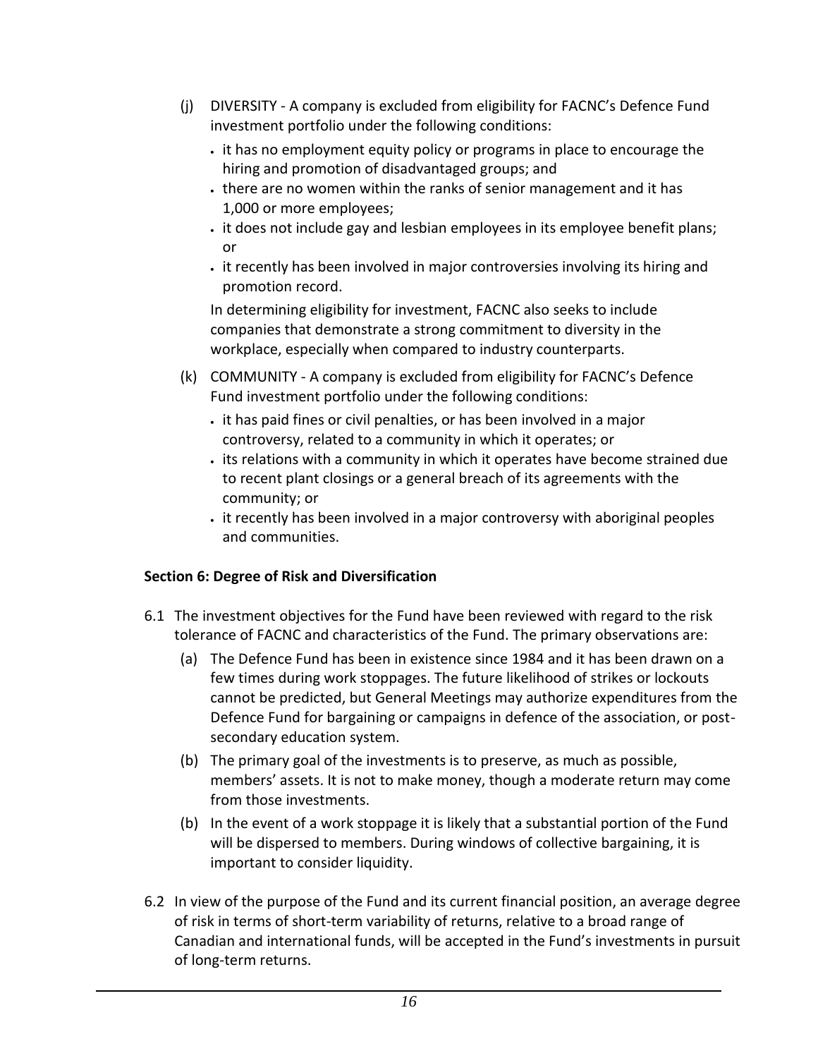(j) DIVERSITY - A company is excluded from eligibility for FACNC's Defence Fund investment portfolio under the following conditions:

- it has no employment equity policy or programs in place to encourage the hiring and promotion of disadvantaged groups; and
- there are no women within the ranks of senior management and it has 1,000 or more employees;
- it does not include gay and lesbian employees in its employee benefit plans; or
- it recently has been involved in major controversies involving its hiring and promotion record.

In determining eligibility for investment, FACNC also seeks to include companies that demonstrate a strong commitment to diversity in the workplace, especially when compared to industry counterparts.

(k) COMMUNITY - A company is excluded from eligibility for FACNC's Defence Fund investment portfolio under the following conditions:

- it has paid fines or civil penalties, or has been involved in a major controversy, related to a community in which it operates; or
- its relations with a community in which it operates have become strained due to recent plant closings or a general breach of its agreements with the community; or
- it recently has been involved in a major controversy with aboriginal peoples and communities.

**Section 6: Degree of Risk and Diversification**

6.1 The investment objectives for the Fund have been reviewed with regard to the risk tolerance of FACNC and characteristics of the Fund. The primary observations are:

(a) The Defence Fund has been in existence since 1984 and it has been drawn on a few times during work stoppages. The future likelihood of strikes or lockouts cannot be predicted, but General Meetings may authorize expenditures from the Defence Fund for bargaining or campaigns in defence of the association, or post-secondary education system.

(b) The primary goal of the investments is to preserve, as much as possible, members' assets. It is not to make money, though a moderate return may come from those investments.

(b) In the event of a work stoppage it is likely that a substantial portion of the Fund will be dispersed to members. During windows of collective bargaining, it is important to consider liquidity.

6.2 In view of the purpose of the Fund and its current financial position, an average degree of risk in terms of short-term variability of returns, relative to a broad range of Canadian and international funds, will be accepted in the Fund's investments in pursuit of long-term returns.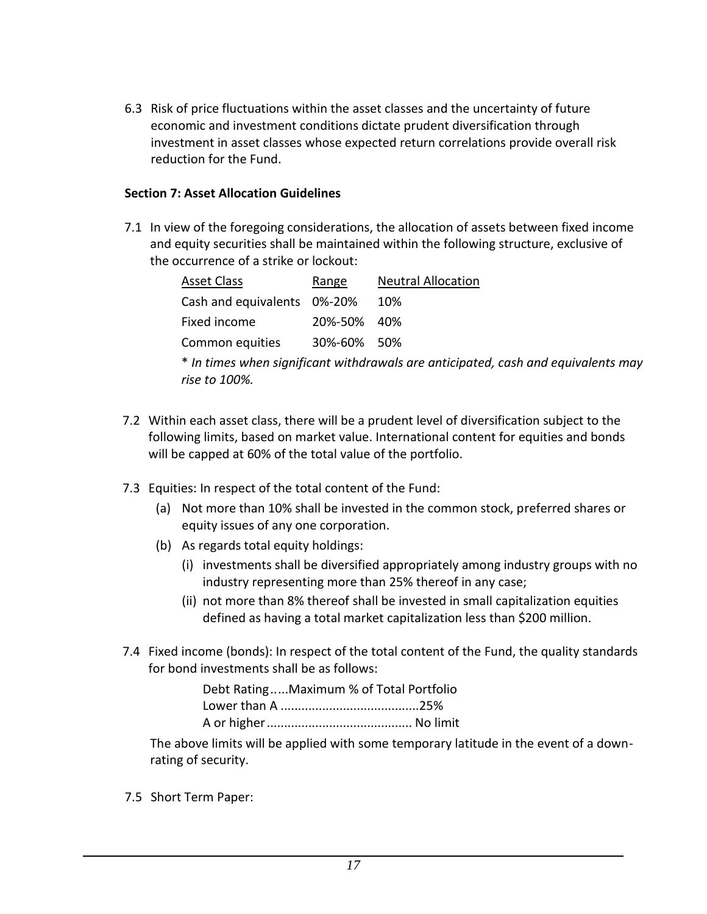6.3 Risk of price fluctuations within the asset classes and the uncertainty of future economic and investment conditions dictate prudent diversification through investment in asset classes whose expected return correlations provide overall risk reduction for the Fund.

**Section 7: Asset Allocation Guidelines**

7.1 In view of the foregoing considerations, the allocation of assets between fixed income and equity securities shall be maintained within the following structure, exclusive of the occurrence of a strike or lockout:

| Asset Class | Range | Neutral Allocation |
|---|---|---|
| Cash and equivalents | 0%-20% | 10% |
| Fixed income | 20%-50% | 40% |
| Common equities | 30%-60% | 50% |

\* *In times when significant withdrawals are anticipated, cash and equivalents may rise to 100%.*

7.2 Within each asset class, there will be a prudent level of diversification subject to the following limits, based on market value. International content for equities and bonds will be capped at 60% of the total value of the portfolio.

7.3 Equities: In respect of the total content of the Fund:

(a) Not more than 10% shall be invested in the common stock, preferred shares or equity issues of any one corporation.

(b) As regards total equity holdings:

(i) investments shall be diversified appropriately among industry groups with no industry representing more than 25% thereof in any case;

(ii) not more than 8% thereof shall be invested in small capitalization equities defined as having a total market capitalization less than $200 million.

7.4 Fixed income (bonds): In respect of the total content of the Fund, the quality standards for bond investments shall be as follows:

Debt Rating.....Maximum % of Total Portfolio
Lower than A ........................................25%
A or higher.......................................... No limit

The above limits will be applied with some temporary latitude in the event of a down-rating of security.

7.5 Short Term Paper: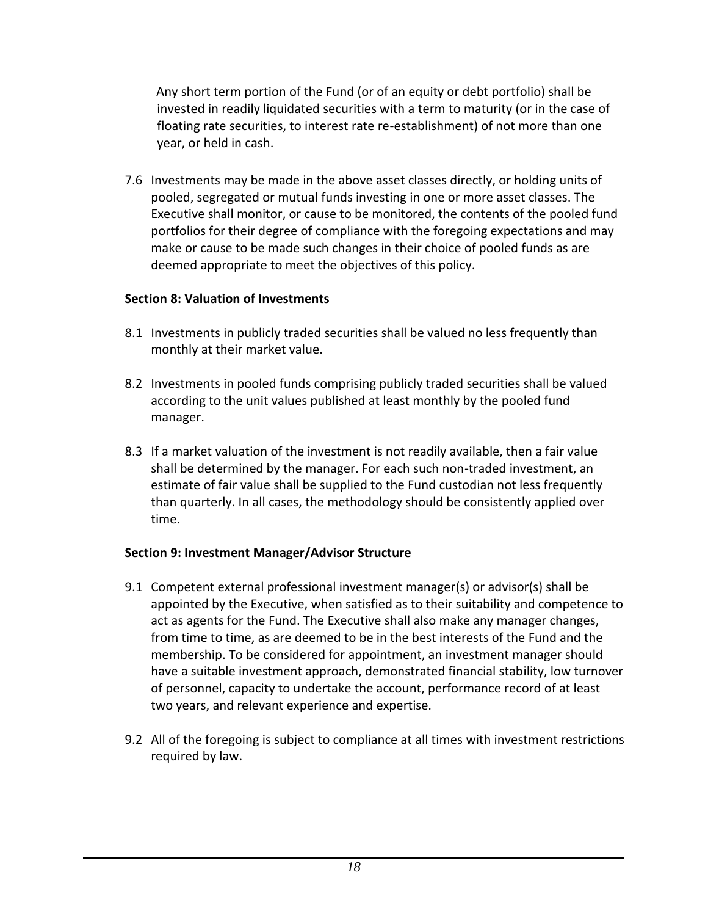Any short term portion of the Fund (or of an equity or debt portfolio) shall be invested in readily liquidated securities with a term to maturity (or in the case of floating rate securities, to interest rate re-establishment) of not more than one year, or held in cash.

7.6 Investments may be made in the above asset classes directly, or holding units of pooled, segregated or mutual funds investing in one or more asset classes. The Executive shall monitor, or cause to be monitored, the contents of the pooled fund portfolios for their degree of compliance with the foregoing expectations and may make or cause to be made such changes in their choice of pooled funds as are deemed appropriate to meet the objectives of this policy.

**Section 8: Valuation of Investments**

8.1 Investments in publicly traded securities shall be valued no less frequently than monthly at their market value.

8.2 Investments in pooled funds comprising publicly traded securities shall be valued according to the unit values published at least monthly by the pooled fund manager.

8.3 If a market valuation of the investment is not readily available, then a fair value shall be determined by the manager. For each such non-traded investment, an estimate of fair value shall be supplied to the Fund custodian not less frequently than quarterly. In all cases, the methodology should be consistently applied over time.

**Section 9: Investment Manager/Advisor Structure**

9.1 Competent external professional investment manager(s) or advisor(s) shall be appointed by the Executive, when satisfied as to their suitability and competence to act as agents for the Fund. The Executive shall also make any manager changes, from time to time, as are deemed to be in the best interests of the Fund and the membership. To be considered for appointment, an investment manager should have a suitable investment approach, demonstrated financial stability, low turnover of personnel, capacity to undertake the account, performance record of at least two years, and relevant experience and expertise.

9.2 All of the foregoing is subject to compliance at all times with investment restrictions required by law.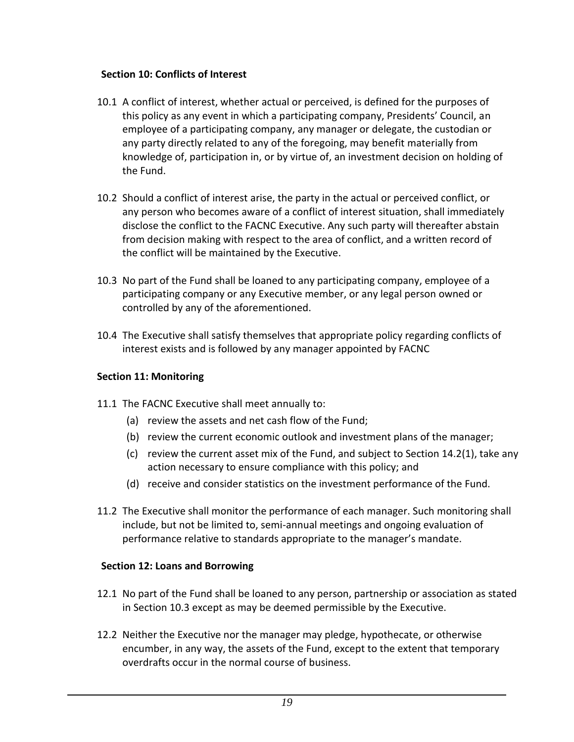**Section 10: Conflicts of Interest**

10.1 A conflict of interest, whether actual or perceived, is defined for the purposes of this policy as any event in which a participating company, Presidents' Council, an employee of a participating company, any manager or delegate, the custodian or any party directly related to any of the foregoing, may benefit materially from knowledge of, participation in, or by virtue of, an investment decision on holding of the Fund.

10.2 Should a conflict of interest arise, the party in the actual or perceived conflict, or any person who becomes aware of a conflict of interest situation, shall immediately disclose the conflict to the FACNC Executive. Any such party will thereafter abstain from decision making with respect to the area of conflict, and a written record of the conflict will be maintained by the Executive.

10.3 No part of the Fund shall be loaned to any participating company, employee of a participating company or any Executive member, or any legal person owned or controlled by any of the aforementioned.

10.4 The Executive shall satisfy themselves that appropriate policy regarding conflicts of interest exists and is followed by any manager appointed by FACNC

**Section 11: Monitoring**

11.1 The FACNC Executive shall meet annually to:

(a) review the assets and net cash flow of the Fund;
(b) review the current economic outlook and investment plans of the manager;
(c) review the current asset mix of the Fund, and subject to Section 14.2(1), take any action necessary to ensure compliance with this policy; and
(d) receive and consider statistics on the investment performance of the Fund.

11.2 The Executive shall monitor the performance of each manager. Such monitoring shall include, but not be limited to, semi-annual meetings and ongoing evaluation of performance relative to standards appropriate to the manager's mandate.

**Section 12: Loans and Borrowing**

12.1 No part of the Fund shall be loaned to any person, partnership or association as stated in Section 10.3 except as may be deemed permissible by the Executive.

12.2 Neither the Executive nor the manager may pledge, hypothecate, or otherwise encumber, in any way, the assets of the Fund, except to the extent that temporary overdrafts occur in the normal course of business.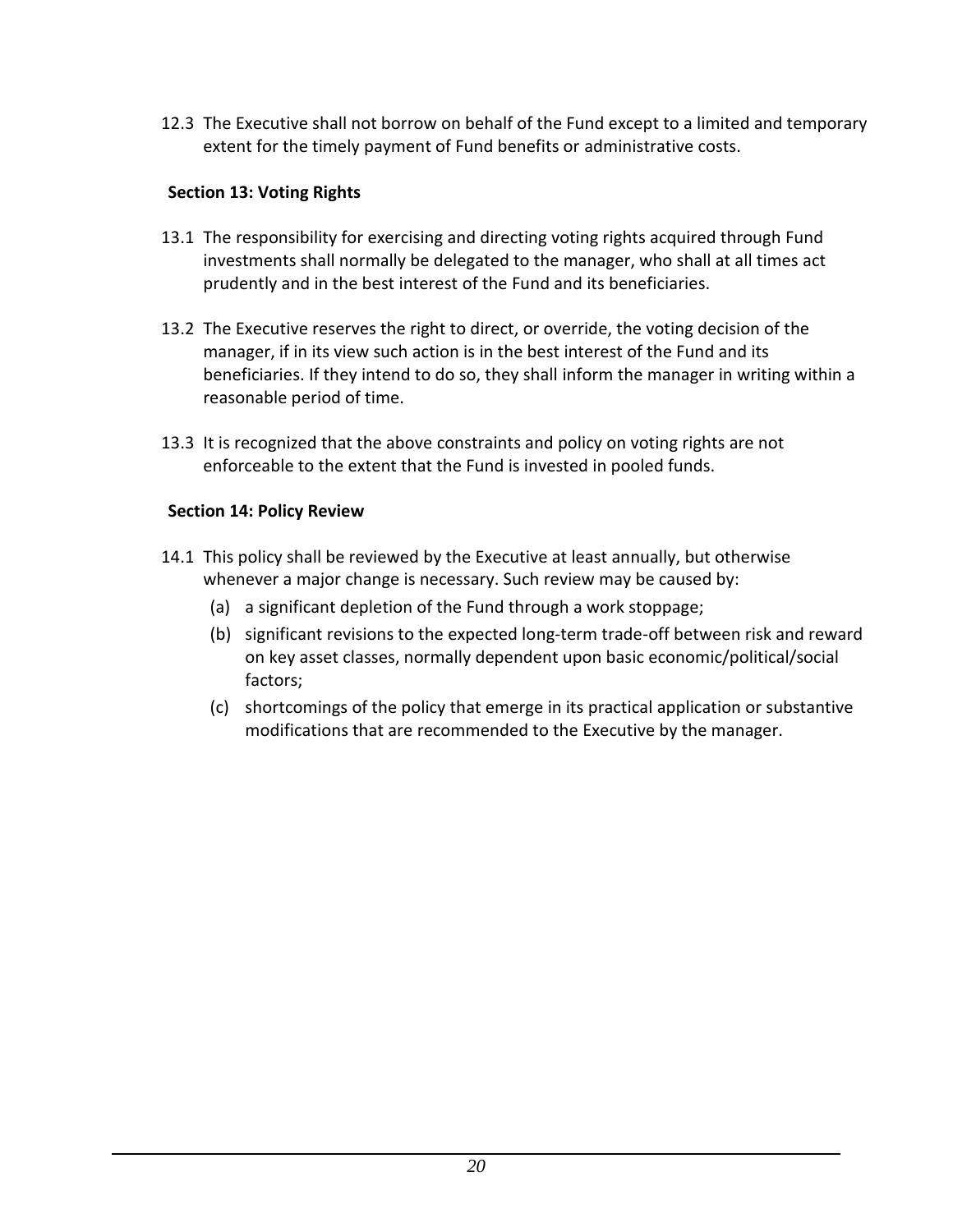12.3 The Executive shall not borrow on behalf of the Fund except to a limited and temporary extent for the timely payment of Fund benefits or administrative costs.

**Section 13: Voting Rights**

13.1 The responsibility for exercising and directing voting rights acquired through Fund investments shall normally be delegated to the manager, who shall at all times act prudently and in the best interest of the Fund and its beneficiaries.

13.2 The Executive reserves the right to direct, or override, the voting decision of the manager, if in its view such action is in the best interest of the Fund and its beneficiaries. If they intend to do so, they shall inform the manager in writing within a reasonable period of time.

13.3 It is recognized that the above constraints and policy on voting rights are not enforceable to the extent that the Fund is invested in pooled funds.

**Section 14: Policy Review**

14.1 This policy shall be reviewed by the Executive at least annually, but otherwise whenever a major change is necessary. Such review may be caused by:

(a) a significant depletion of the Fund through a work stoppage;

(b) significant revisions to the expected long-term trade-off between risk and reward on key asset classes, normally dependent upon basic economic/political/social factors;

(c) shortcomings of the policy that emerge in its practical application or substantive modifications that are recommended to the Executive by the manager.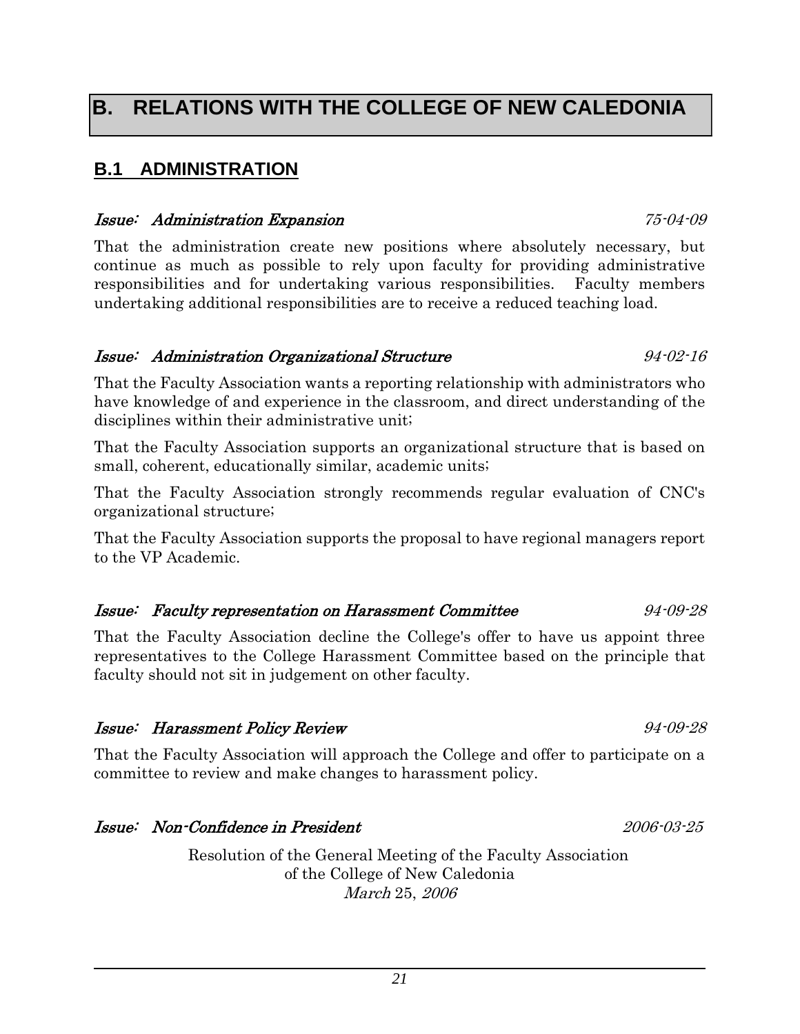# B. RELATIONS WITH THE COLLEGE OF NEW CALEDONIA

## B.1 ADMINISTRATION

### *Issue: Administration Expansion* — *75-04-09*

That the administration create new positions where absolutely necessary, but continue as much as possible to rely upon faculty for providing administrative responsibilities and for undertaking various responsibilities. Faculty members undertaking additional responsibilities are to receive a reduced teaching load.

### *Issue: Administration Organizational Structure* — *94-02-16*

That the Faculty Association wants a reporting relationship with administrators who have knowledge of and experience in the classroom, and direct understanding of the disciplines within their administrative unit;

That the Faculty Association supports an organizational structure that is based on small, coherent, educationally similar, academic units;

That the Faculty Association strongly recommends regular evaluation of CNC's organizational structure;

That the Faculty Association supports the proposal to have regional managers report to the VP Academic.

### *Issue: Faculty representation on Harassment Committee* — *94-09-28*

That the Faculty Association decline the College's offer to have us appoint three representatives to the College Harassment Committee based on the principle that faculty should not sit in judgement on other faculty.

### *Issue: Harassment Policy Review* — *94-09-28*

That the Faculty Association will approach the College and offer to participate on a committee to review and make changes to harassment policy.

### *Issue: Non-Confidence in President* — *2006-03-25*

Resolution of the General Meeting of the Faculty Association
of the College of New Caledonia
*March* 25, *2006*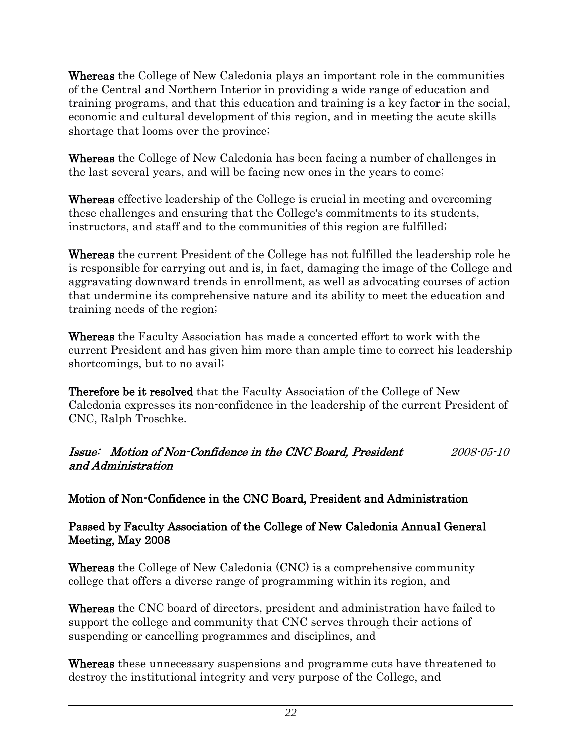**Whereas** the College of New Caledonia plays an important role in the communities of the Central and Northern Interior in providing a wide range of education and training programs, and that this education and training is a key factor in the social, economic and cultural development of this region, and in meeting the acute skills shortage that looms over the province;

**Whereas** the College of New Caledonia has been facing a number of challenges in the last several years, and will be facing new ones in the years to come;

**Whereas** effective leadership of the College is crucial in meeting and overcoming these challenges and ensuring that the College's commitments to its students, instructors, and staff and to the communities of this region are fulfilled;

**Whereas** the current President of the College has not fulfilled the leadership role he is responsible for carrying out and is, in fact, damaging the image of the College and aggravating downward trends in enrollment, as well as advocating courses of action that undermine its comprehensive nature and its ability to meet the education and training needs of the region;

**Whereas** the Faculty Association has made a concerted effort to work with the current President and has given him more than ample time to correct his leadership shortcomings, but to no avail;

**Therefore be it resolved** that the Faculty Association of the College of New Caledonia expresses its non-confidence in the leadership of the current President of CNC, Ralph Troschke.

***Issue: Motion of Non-Confidence in the CNC Board, President and Administration*** *2008-05-10*

**Motion of Non-Confidence in the CNC Board, President and Administration**

**Passed by Faculty Association of the College of New Caledonia Annual General Meeting, May 2008**

**Whereas** the College of New Caledonia (CNC) is a comprehensive community college that offers a diverse range of programming within its region, and

**Whereas** the CNC board of directors, president and administration have failed to support the college and community that CNC serves through their actions of suspending or cancelling programmes and disciplines, and

**Whereas** these unnecessary suspensions and programme cuts have threatened to destroy the institutional integrity and very purpose of the College, and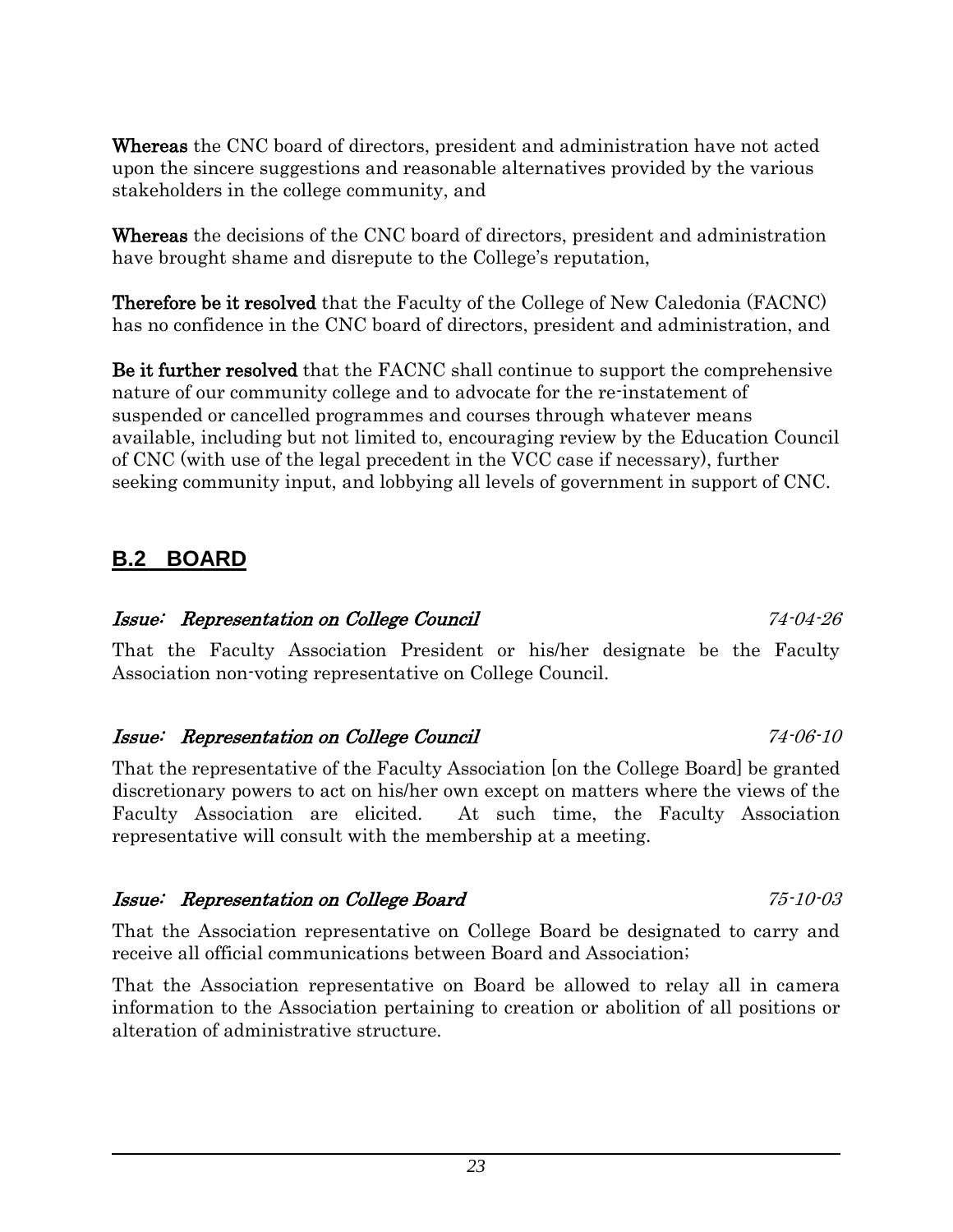**Whereas** the CNC board of directors, president and administration have not acted upon the sincere suggestions and reasonable alternatives provided by the various stakeholders in the college community, and

**Whereas** the decisions of the CNC board of directors, president and administration have brought shame and disrepute to the College's reputation,

**Therefore be it resolved** that the Faculty of the College of New Caledonia (FACNC) has no confidence in the CNC board of directors, president and administration, and

**Be it further resolved** that the FACNC shall continue to support the comprehensive nature of our community college and to advocate for the re-instatement of suspended or cancelled programmes and courses through whatever means available, including but not limited to, encouraging review by the Education Council of CNC (with use of the legal precedent in the VCC case if necessary), further seeking community input, and lobbying all levels of government in support of CNC.

## B.2 BOARD

### *Issue: Representation on College Council* — *74-04-26*

That the Faculty Association President or his/her designate be the Faculty Association non-voting representative on College Council.

### *Issue: Representation on College Council* — *74-06-10*

That the representative of the Faculty Association [on the College Board] be granted discretionary powers to act on his/her own except on matters where the views of the Faculty Association are elicited. At such time, the Faculty Association representative will consult with the membership at a meeting.

### *Issue: Representation on College Board* — *75-10-03*

That the Association representative on College Board be designated to carry and receive all official communications between Board and Association;

That the Association representative on Board be allowed to relay all in camera information to the Association pertaining to creation or abolition of all positions or alteration of administrative structure.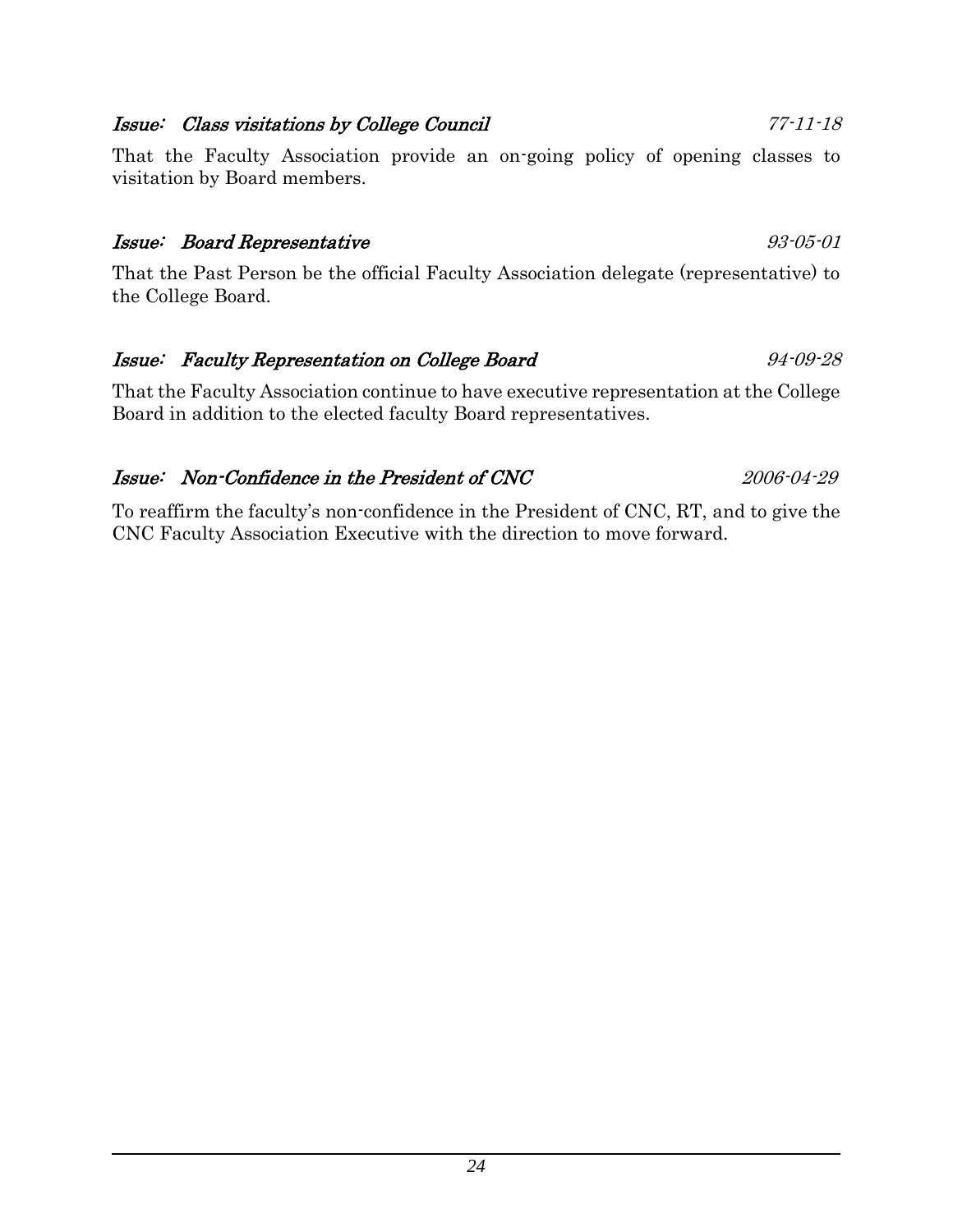***Issue: Class visitations by College Council*** *77-11-18*

That the Faculty Association provide an on-going policy of opening classes to visitation by Board members.

***Issue: Board Representative*** *93-05-01*

That the Past Person be the official Faculty Association delegate (representative) to the College Board.

***Issue: Faculty Representation on College Board*** *94-09-28*

That the Faculty Association continue to have executive representation at the College Board in addition to the elected faculty Board representatives.

***Issue: Non-Confidence in the President of CNC*** *2006-04-29*

To reaffirm the faculty's non-confidence in the President of CNC, RT, and to give the CNC Faculty Association Executive with the direction to move forward.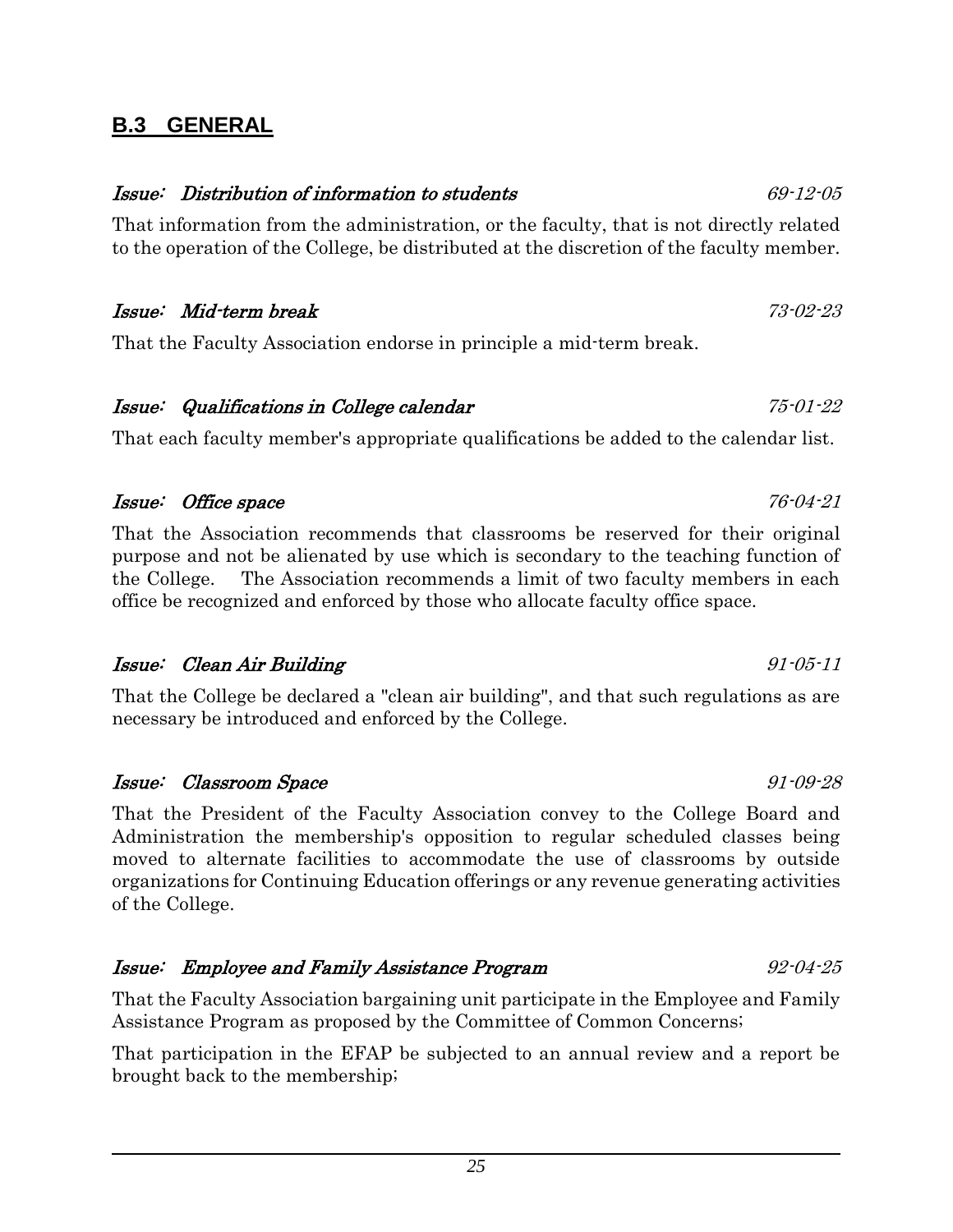## B.3 GENERAL

***Issue: Distribution of information to students*** *69-12-05*

That information from the administration, or the faculty, that is not directly related to the operation of the College, be distributed at the discretion of the faculty member.

***Issue: Mid-term break*** *73-02-23*

That the Faculty Association endorse in principle a mid-term break.

***Issue: Qualifications in College calendar*** *75-01-22*

That each faculty member's appropriate qualifications be added to the calendar list.

***Issue: Office space*** *76-04-21*

That the Association recommends that classrooms be reserved for their original purpose and not be alienated by use which is secondary to the teaching function of the College. The Association recommends a limit of two faculty members in each office be recognized and enforced by those who allocate faculty office space.

***Issue: Clean Air Building*** *91-05-11*

That the College be declared a "clean air building", and that such regulations as are necessary be introduced and enforced by the College.

***Issue: Classroom Space*** *91-09-28*

That the President of the Faculty Association convey to the College Board and Administration the membership's opposition to regular scheduled classes being moved to alternate facilities to accommodate the use of classrooms by outside organizations for Continuing Education offerings or any revenue generating activities of the College.

***Issue: Employee and Family Assistance Program*** *92-04-25*

That the Faculty Association bargaining unit participate in the Employee and Family Assistance Program as proposed by the Committee of Common Concerns;

That participation in the EFAP be subjected to an annual review and a report be brought back to the membership;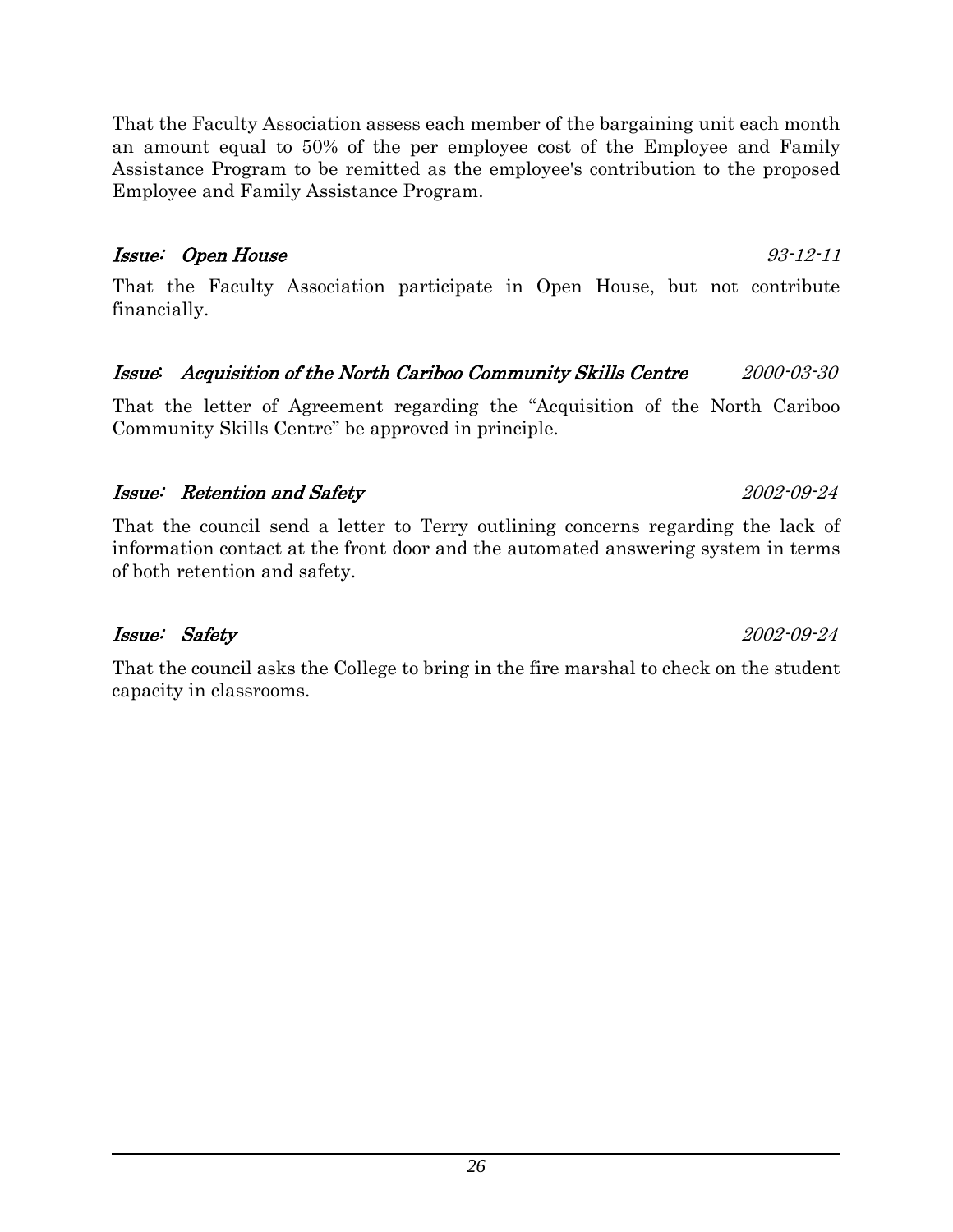That the Faculty Association assess each member of the bargaining unit each month an amount equal to 50% of the per employee cost of the Employee and Family Assistance Program to be remitted as the employee's contribution to the proposed Employee and Family Assistance Program.

### *Issue: Open House* *93-12-11*

That the Faculty Association participate in Open House, but not contribute financially.

### *Issue: Acquisition of the North Cariboo Community Skills Centre* *2000-03-30*

That the letter of Agreement regarding the "Acquisition of the North Cariboo Community Skills Centre" be approved in principle.

### *Issue: Retention and Safety* *2002-09-24*

That the council send a letter to Terry outlining concerns regarding the lack of information contact at the front door and the automated answering system in terms of both retention and safety.

### *Issue: Safety* *2002-09-24*

That the council asks the College to bring in the fire marshal to check on the student capacity in classrooms.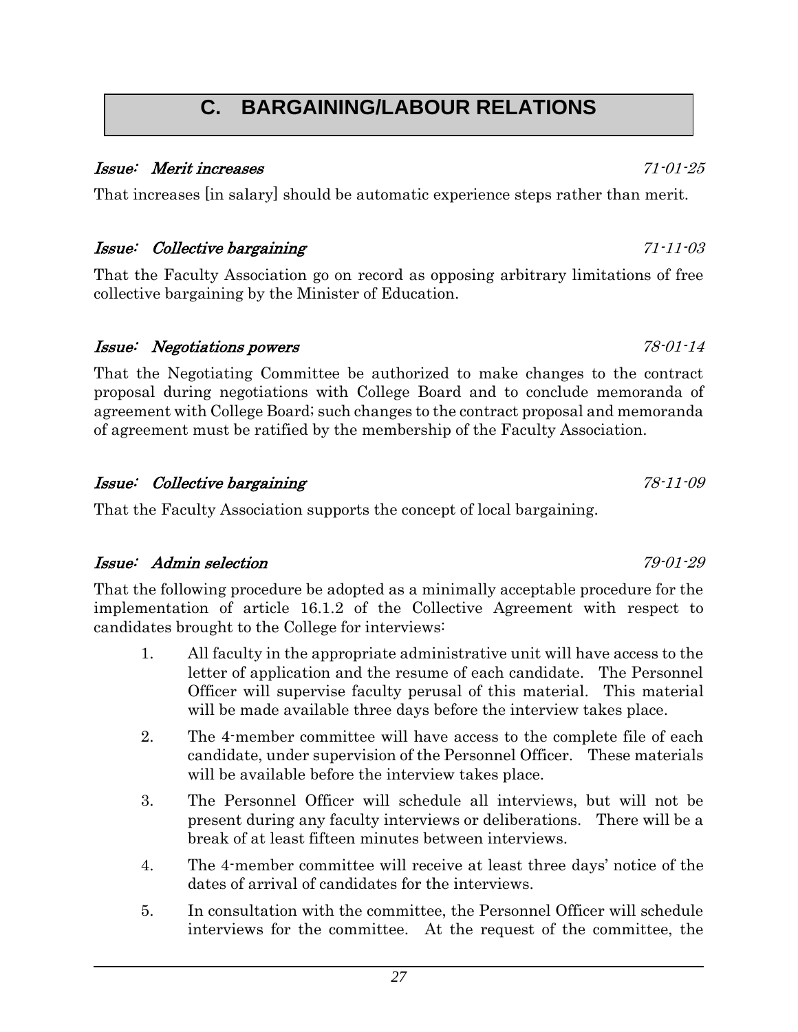# C. BARGAINING/LABOUR RELATIONS

***Issue: Merit increases*** *71-01-25*

That increases [in salary] should be automatic experience steps rather than merit.

***Issue: Collective bargaining*** *71-11-03*

That the Faculty Association go on record as opposing arbitrary limitations of free collective bargaining by the Minister of Education.

***Issue: Negotiations powers*** *78-01-14*

That the Negotiating Committee be authorized to make changes to the contract proposal during negotiations with College Board and to conclude memoranda of agreement with College Board; such changes to the contract proposal and memoranda of agreement must be ratified by the membership of the Faculty Association.

***Issue: Collective bargaining*** *78-11-09*

That the Faculty Association supports the concept of local bargaining.

***Issue: Admin selection*** *79-01-29*

That the following procedure be adopted as a minimally acceptable procedure for the implementation of article 16.1.2 of the Collective Agreement with respect to candidates brought to the College for interviews:

1. All faculty in the appropriate administrative unit will have access to the letter of application and the resume of each candidate. The Personnel Officer will supervise faculty perusal of this material. This material will be made available three days before the interview takes place.
2. The 4-member committee will have access to the complete file of each candidate, under supervision of the Personnel Officer. These materials will be available before the interview takes place.
3. The Personnel Officer will schedule all interviews, but will not be present during any faculty interviews or deliberations. There will be a break of at least fifteen minutes between interviews.
4. The 4-member committee will receive at least three days' notice of the dates of arrival of candidates for the interviews.
5. In consultation with the committee, the Personnel Officer will schedule interviews for the committee. At the request of the committee, the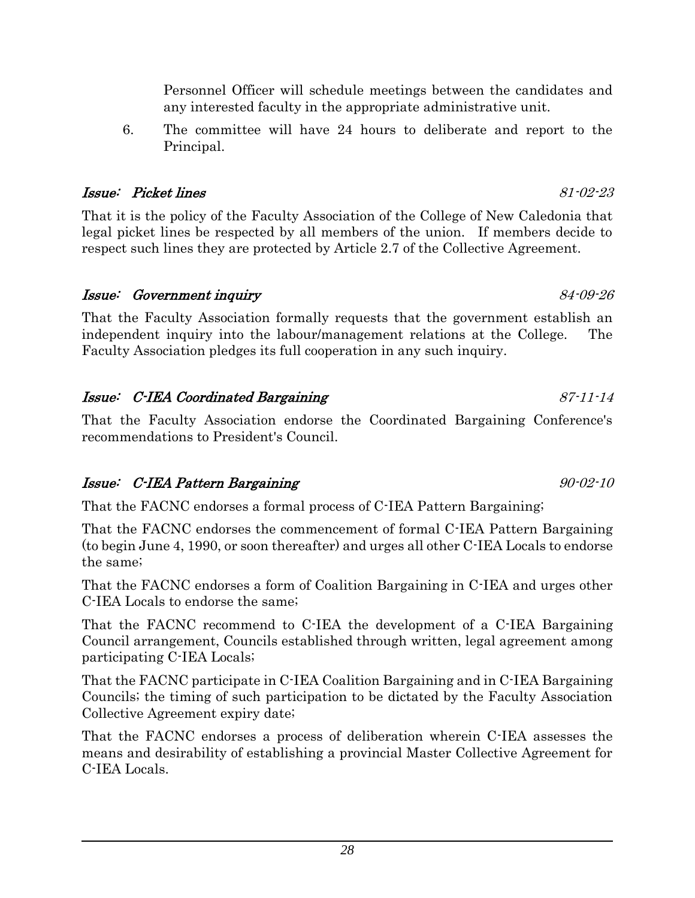Personnel Officer will schedule meetings between the candidates and any interested faculty in the appropriate administrative unit.

6. The committee will have 24 hours to deliberate and report to the Principal.

### *Issue: Picket lines* *81-02-23*

That it is the policy of the Faculty Association of the College of New Caledonia that legal picket lines be respected by all members of the union. If members decide to respect such lines they are protected by Article 2.7 of the Collective Agreement.

### *Issue: Government inquiry* *84-09-26*

That the Faculty Association formally requests that the government establish an independent inquiry into the labour/management relations at the College. The Faculty Association pledges its full cooperation in any such inquiry.

### *Issue: C-IEA Coordinated Bargaining* *87-11-14*

That the Faculty Association endorse the Coordinated Bargaining Conference's recommendations to President's Council.

### *Issue: C-IEA Pattern Bargaining* *90-02-10*

That the FACNC endorses a formal process of C-IEA Pattern Bargaining;

That the FACNC endorses the commencement of formal C-IEA Pattern Bargaining (to begin June 4, 1990, or soon thereafter) and urges all other C-IEA Locals to endorse the same;

That the FACNC endorses a form of Coalition Bargaining in C-IEA and urges other C-IEA Locals to endorse the same;

That the FACNC recommend to C-IEA the development of a C-IEA Bargaining Council arrangement, Councils established through written, legal agreement among participating C-IEA Locals;

That the FACNC participate in C-IEA Coalition Bargaining and in C-IEA Bargaining Councils; the timing of such participation to be dictated by the Faculty Association Collective Agreement expiry date;

That the FACNC endorses a process of deliberation wherein C-IEA assesses the means and desirability of establishing a provincial Master Collective Agreement for C-IEA Locals.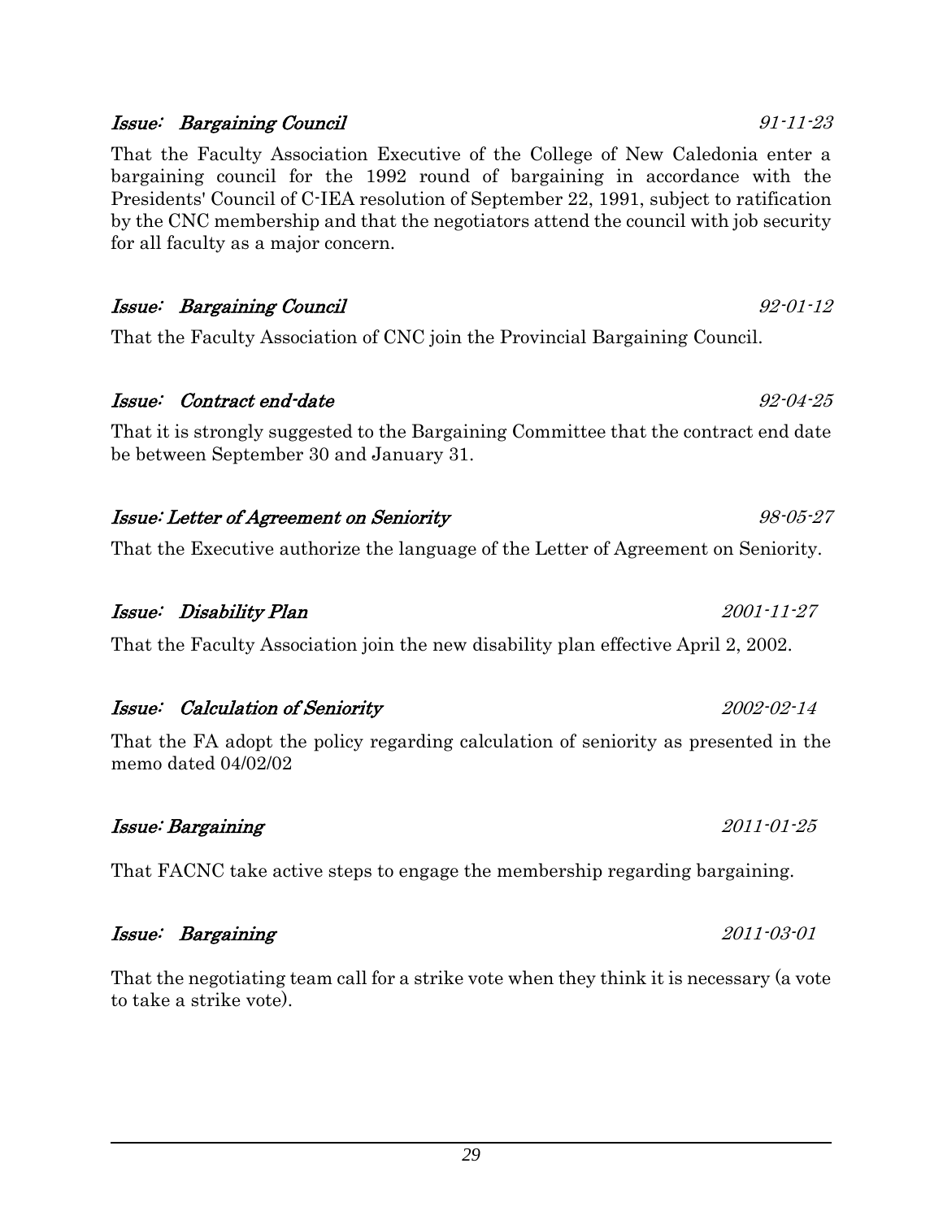***Issue: Bargaining Council*** *91-11-23*

That the Faculty Association Executive of the College of New Caledonia enter a bargaining council for the 1992 round of bargaining in accordance with the Presidents' Council of C-IEA resolution of September 22, 1991, subject to ratification by the CNC membership and that the negotiators attend the council with job security for all faculty as a major concern.

***Issue: Bargaining Council*** *92-01-12*

That the Faculty Association of CNC join the Provincial Bargaining Council.

***Issue: Contract end-date*** *92-04-25*

That it is strongly suggested to the Bargaining Committee that the contract end date be between September 30 and January 31.

***Issue: Letter of Agreement on Seniority*** *98-05-27*

That the Executive authorize the language of the Letter of Agreement on Seniority.

***Issue: Disability Plan*** *2001-11-27*

That the Faculty Association join the new disability plan effective April 2, 2002.

***Issue: Calculation of Seniority*** *2002-02-14*

That the FA adopt the policy regarding calculation of seniority as presented in the memo dated 04/02/02

***Issue: Bargaining*** *2011-01-25*

That FACNC take active steps to engage the membership regarding bargaining.

***Issue: Bargaining*** *2011-03-01*

That the negotiating team call for a strike vote when they think it is necessary (a vote to take a strike vote).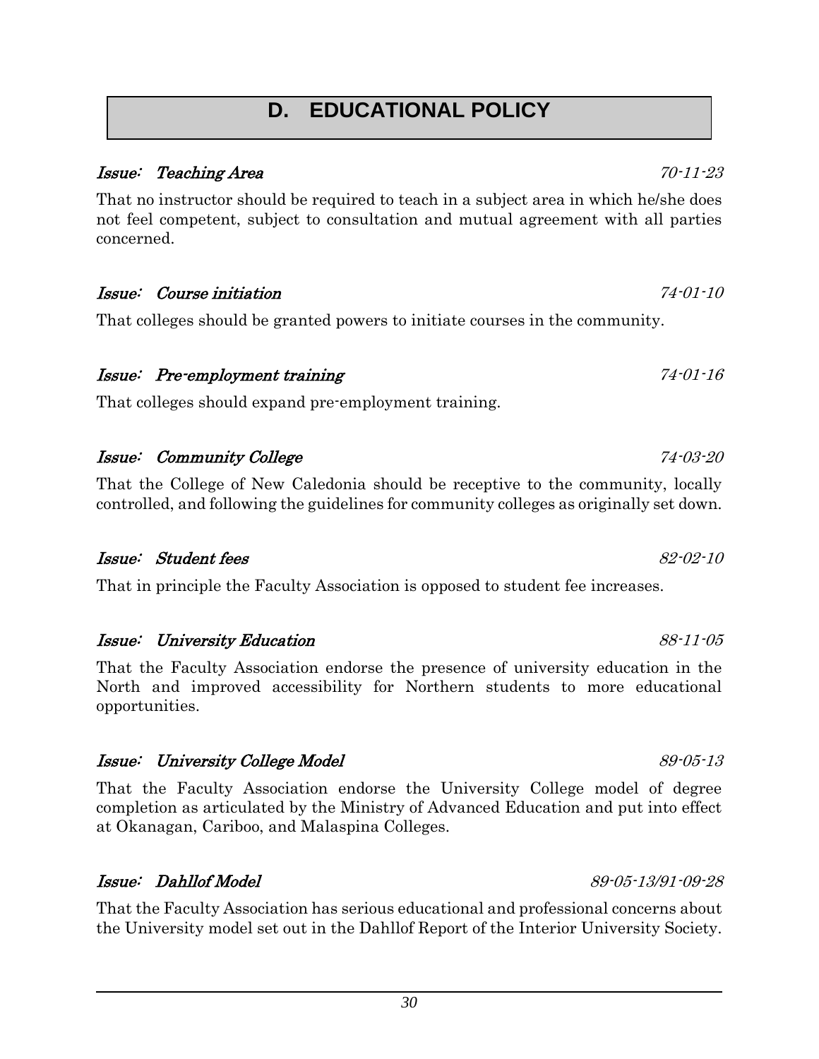# D. EDUCATIONAL POLICY

***Issue: Teaching Area*** *70-11-23*

That no instructor should be required to teach in a subject area in which he/she does not feel competent, subject to consultation and mutual agreement with all parties concerned.

***Issue: Course initiation*** *74-01-10*

That colleges should be granted powers to initiate courses in the community.

***Issue: Pre-employment training*** *74-01-16*

That colleges should expand pre-employment training.

***Issue: Community College*** *74-03-20*

That the College of New Caledonia should be receptive to the community, locally controlled, and following the guidelines for community colleges as originally set down.

***Issue: Student fees*** *82-02-10*

That in principle the Faculty Association is opposed to student fee increases.

***Issue: University Education*** *88-11-05*

That the Faculty Association endorse the presence of university education in the North and improved accessibility for Northern students to more educational opportunities.

***Issue: University College Model*** *89-05-13*

That the Faculty Association endorse the University College model of degree completion as articulated by the Ministry of Advanced Education and put into effect at Okanagan, Cariboo, and Malaspina Colleges.

***Issue: Dahllof Model*** *89-05-13/91-09-28*

That the Faculty Association has serious educational and professional concerns about the University model set out in the Dahllof Report of the Interior University Society.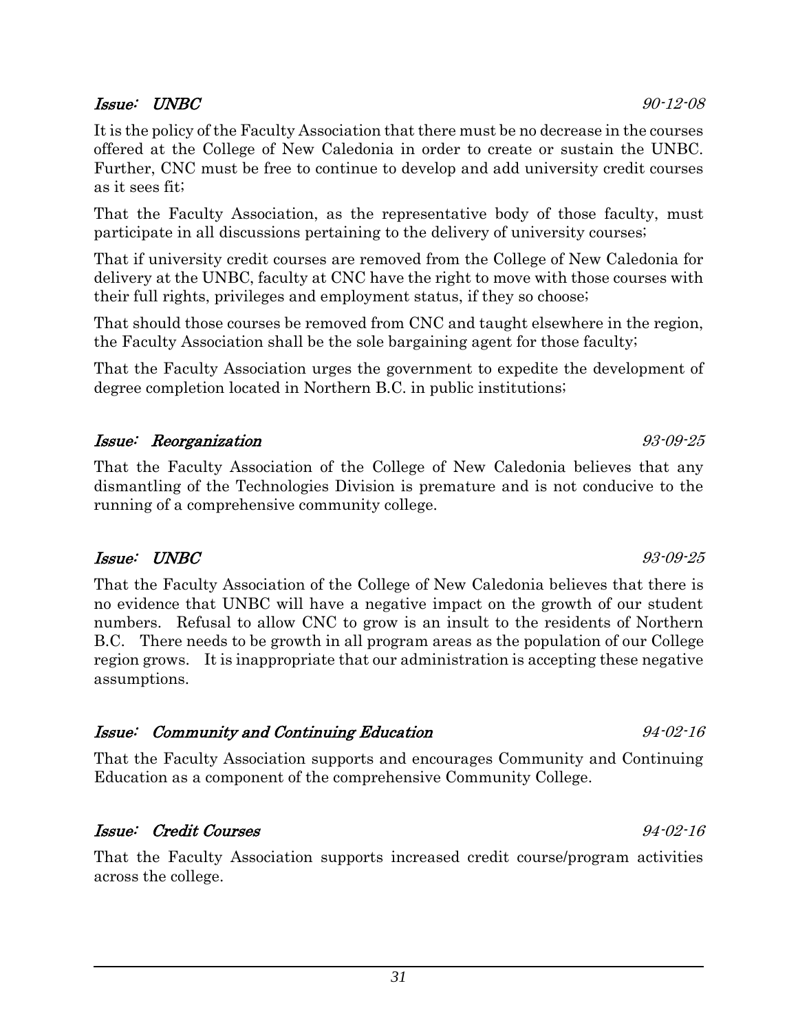### *Issue: UNBC* *90-12-08*

It is the policy of the Faculty Association that there must be no decrease in the courses offered at the College of New Caledonia in order to create or sustain the UNBC. Further, CNC must be free to continue to develop and add university credit courses as it sees fit;

That the Faculty Association, as the representative body of those faculty, must participate in all discussions pertaining to the delivery of university courses;

That if university credit courses are removed from the College of New Caledonia for delivery at the UNBC, faculty at CNC have the right to move with those courses with their full rights, privileges and employment status, if they so choose;

That should those courses be removed from CNC and taught elsewhere in the region, the Faculty Association shall be the sole bargaining agent for those faculty;

That the Faculty Association urges the government to expedite the development of degree completion located in Northern B.C. in public institutions;

### *Issue: Reorganization* *93-09-25*

That the Faculty Association of the College of New Caledonia believes that any dismantling of the Technologies Division is premature and is not conducive to the running of a comprehensive community college.

### *Issue: UNBC* *93-09-25*

That the Faculty Association of the College of New Caledonia believes that there is no evidence that UNBC will have a negative impact on the growth of our student numbers. Refusal to allow CNC to grow is an insult to the residents of Northern B.C. There needs to be growth in all program areas as the population of our College region grows. It is inappropriate that our administration is accepting these negative assumptions.

### *Issue: Community and Continuing Education* *94-02-16*

That the Faculty Association supports and encourages Community and Continuing Education as a component of the comprehensive Community College.

### *Issue: Credit Courses* *94-02-16*

That the Faculty Association supports increased credit course/program activities across the college.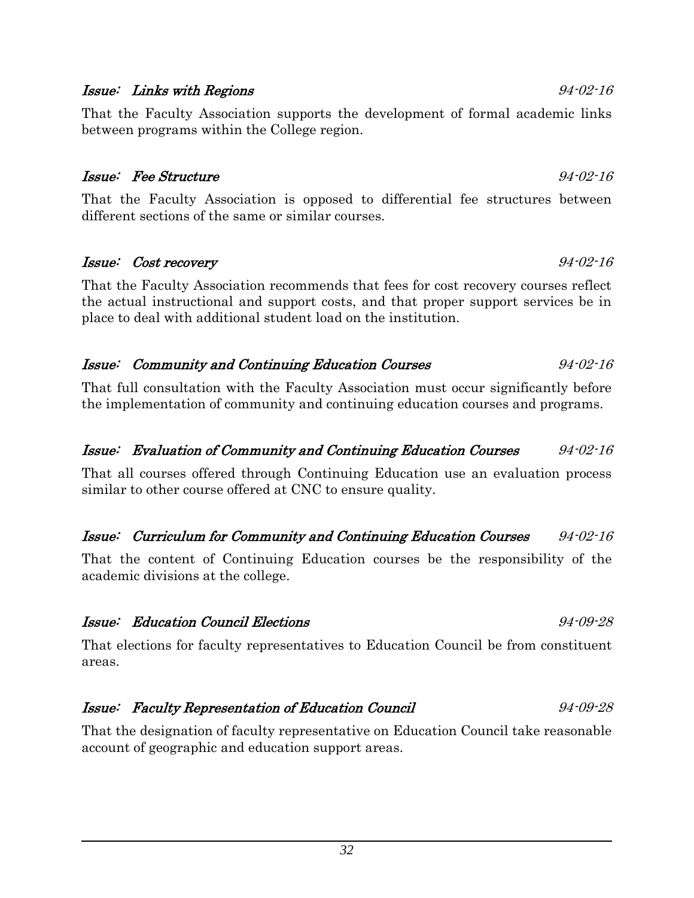### *Issue: Links with Regions* *94-02-16*

That the Faculty Association supports the development of formal academic links between programs within the College region.

### *Issue: Fee Structure* *94-02-16*

That the Faculty Association is opposed to differential fee structures between different sections of the same or similar courses.

### *Issue: Cost recovery* *94-02-16*

That the Faculty Association recommends that fees for cost recovery courses reflect the actual instructional and support costs, and that proper support services be in place to deal with additional student load on the institution.

### *Issue: Community and Continuing Education Courses* *94-02-16*

That full consultation with the Faculty Association must occur significantly before the implementation of community and continuing education courses and programs.

### *Issue: Evaluation of Community and Continuing Education Courses* *94-02-16*

That all courses offered through Continuing Education use an evaluation process similar to other course offered at CNC to ensure quality.

### *Issue: Curriculum for Community and Continuing Education Courses* *94-02-16*

That the content of Continuing Education courses be the responsibility of the academic divisions at the college.

### *Issue: Education Council Elections* *94-09-28*

That elections for faculty representatives to Education Council be from constituent areas.

### *Issue: Faculty Representation of Education Council* *94-09-28*

That the designation of faculty representative on Education Council take reasonable account of geographic and education support areas.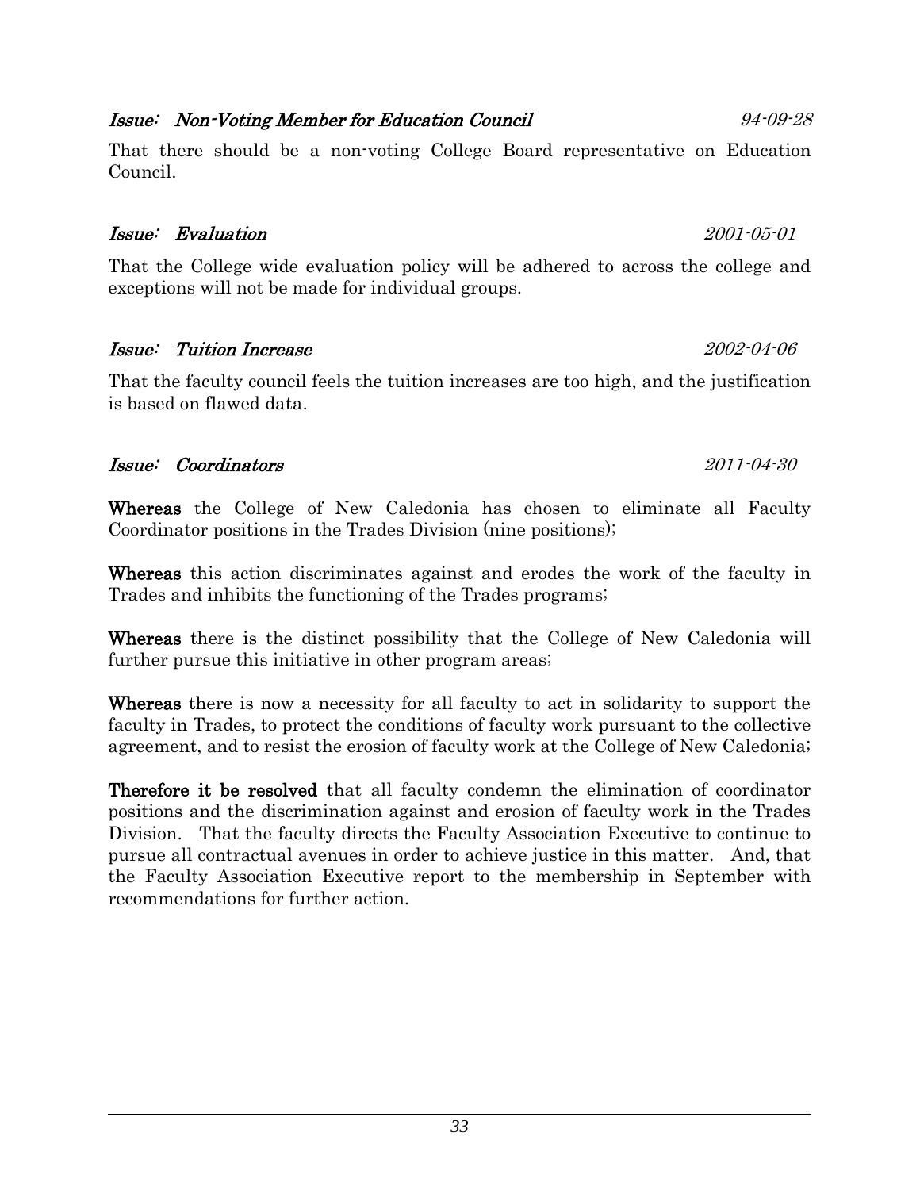*Issue: Non-Voting Member for Education Council* *94-09-28*

That there should be a non-voting College Board representative on Education Council.

*Issue: Evaluation* *2001-05-01*

That the College wide evaluation policy will be adhered to across the college and exceptions will not be made for individual groups.

*Issue: Tuition Increase* *2002-04-06*

That the faculty council feels the tuition increases are too high, and the justification is based on flawed data.

*Issue: Coordinators* *2011-04-30*

**Whereas** the College of New Caledonia has chosen to eliminate all Faculty Coordinator positions in the Trades Division (nine positions);

**Whereas** this action discriminates against and erodes the work of the faculty in Trades and inhibits the functioning of the Trades programs;

**Whereas** there is the distinct possibility that the College of New Caledonia will further pursue this initiative in other program areas;

**Whereas** there is now a necessity for all faculty to act in solidarity to support the faculty in Trades, to protect the conditions of faculty work pursuant to the collective agreement, and to resist the erosion of faculty work at the College of New Caledonia;

**Therefore it be resolved** that all faculty condemn the elimination of coordinator positions and the discrimination against and erosion of faculty work in the Trades Division. That the faculty directs the Faculty Association Executive to continue to pursue all contractual avenues in order to achieve justice in this matter. And, that the Faculty Association Executive report to the membership in September with recommendations for further action.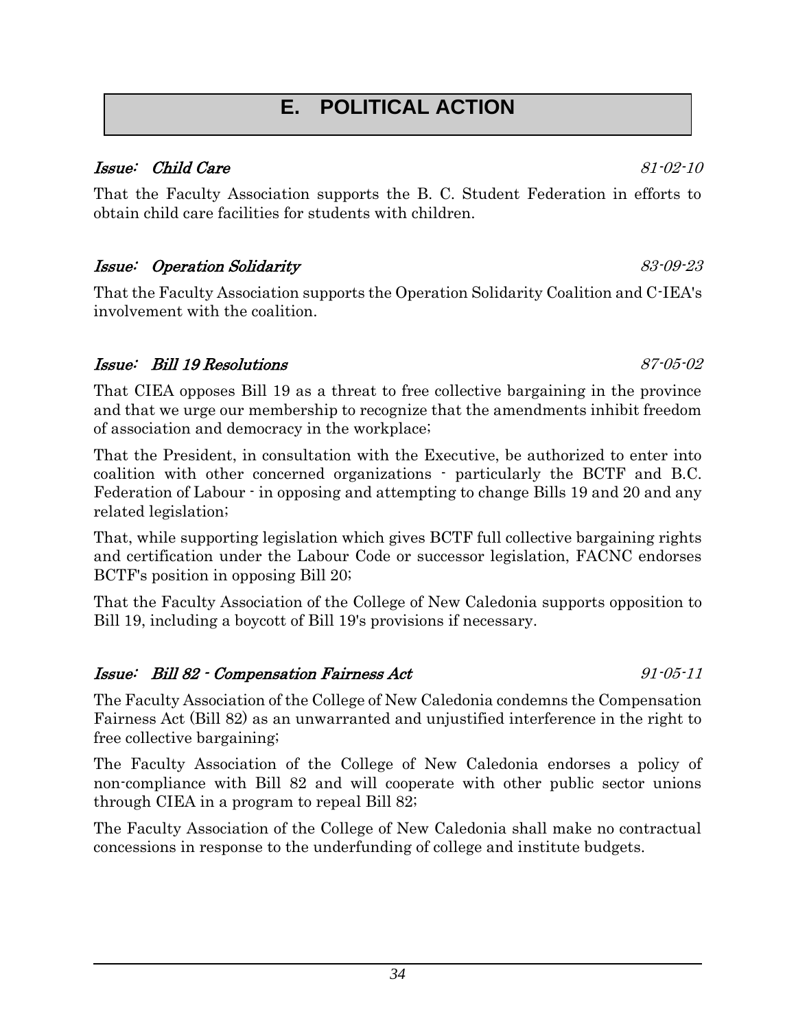# E. POLITICAL ACTION

### *Issue: Child Care* *81-02-10*

That the Faculty Association supports the B. C. Student Federation in efforts to obtain child care facilities for students with children.

### *Issue: Operation Solidarity* *83-09-23*

That the Faculty Association supports the Operation Solidarity Coalition and C-IEA's involvement with the coalition.

### *Issue: Bill 19 Resolutions* *87-05-02*

That CIEA opposes Bill 19 as a threat to free collective bargaining in the province and that we urge our membership to recognize that the amendments inhibit freedom of association and democracy in the workplace;

That the President, in consultation with the Executive, be authorized to enter into coalition with other concerned organizations - particularly the BCTF and B.C. Federation of Labour - in opposing and attempting to change Bills 19 and 20 and any related legislation;

That, while supporting legislation which gives BCTF full collective bargaining rights and certification under the Labour Code or successor legislation, FACNC endorses BCTF's position in opposing Bill 20;

That the Faculty Association of the College of New Caledonia supports opposition to Bill 19, including a boycott of Bill 19's provisions if necessary.

### *Issue: Bill 82 - Compensation Fairness Act* *91-05-11*

The Faculty Association of the College of New Caledonia condemns the Compensation Fairness Act (Bill 82) as an unwarranted and unjustified interference in the right to free collective bargaining;

The Faculty Association of the College of New Caledonia endorses a policy of non-compliance with Bill 82 and will cooperate with other public sector unions through CIEA in a program to repeal Bill 82;

The Faculty Association of the College of New Caledonia shall make no contractual concessions in response to the underfunding of college and institute budgets.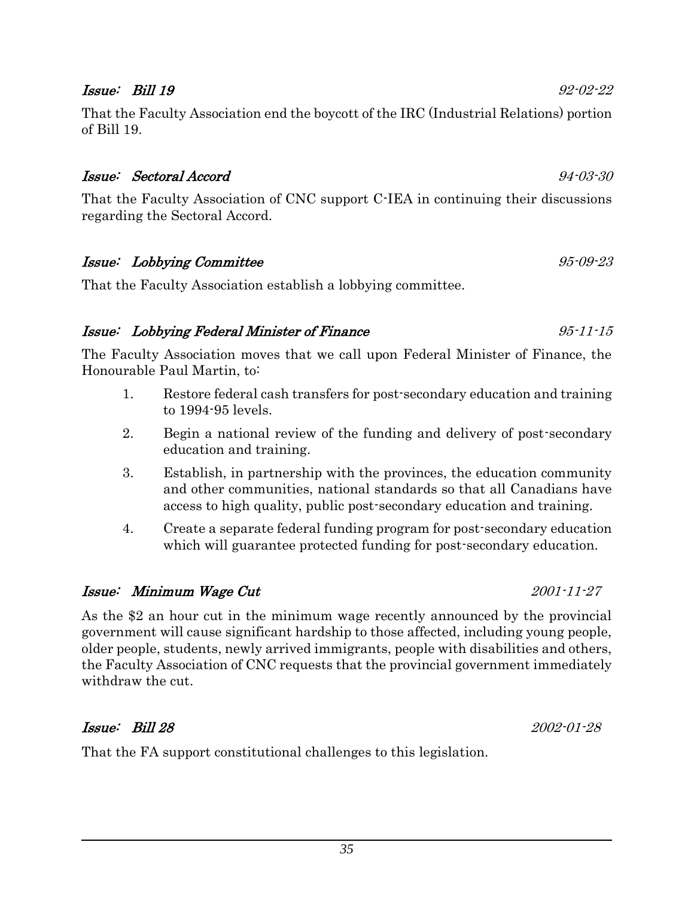***Issue: Bill 19*** *92-02-22*

That the Faculty Association end the boycott of the IRC (Industrial Relations) portion of Bill 19.

***Issue: Sectoral Accord*** *94-03-30*

That the Faculty Association of CNC support C-IEA in continuing their discussions regarding the Sectoral Accord.

***Issue: Lobbying Committee*** *95-09-23*

That the Faculty Association establish a lobbying committee.

***Issue: Lobbying Federal Minister of Finance*** *95-11-15*

The Faculty Association moves that we call upon Federal Minister of Finance, the Honourable Paul Martin, to:

1. Restore federal cash transfers for post-secondary education and training to 1994-95 levels.
2. Begin a national review of the funding and delivery of post-secondary education and training.
3. Establish, in partnership with the provinces, the education community and other communities, national standards so that all Canadians have access to high quality, public post-secondary education and training.
4. Create a separate federal funding program for post-secondary education which will guarantee protected funding for post-secondary education.

***Issue: Minimum Wage Cut*** *2001-11-27*

As the $2 an hour cut in the minimum wage recently announced by the provincial government will cause significant hardship to those affected, including young people, older people, students, newly arrived immigrants, people with disabilities and others, the Faculty Association of CNC requests that the provincial government immediately withdraw the cut.

***Issue: Bill 28*** *2002-01-28*

That the FA support constitutional challenges to this legislation.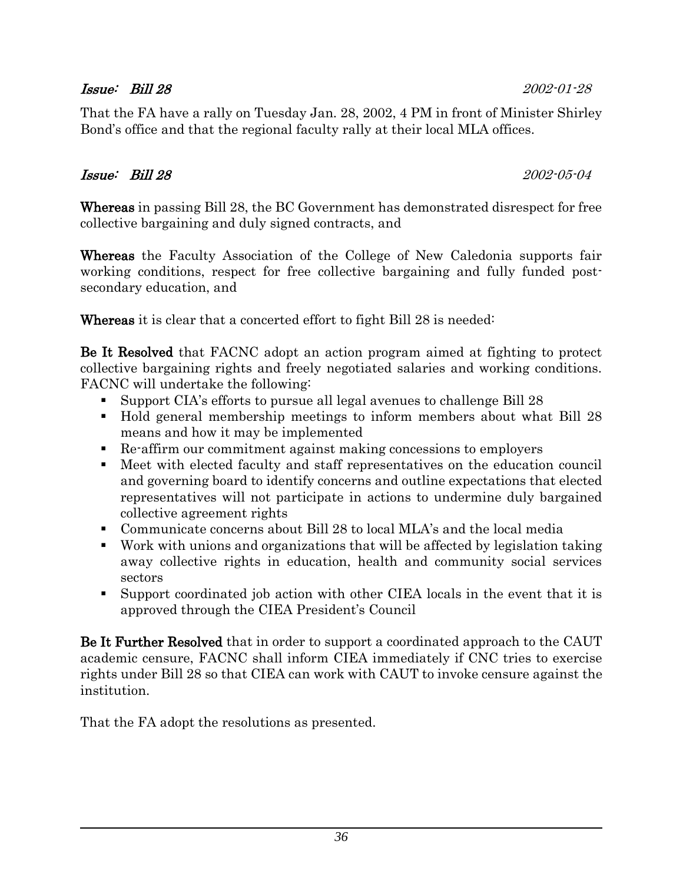*Issue: Bill 28* *2002-01-28*

That the FA have a rally on Tuesday Jan. 28, 2002, 4 PM in front of Minister Shirley Bond's office and that the regional faculty rally at their local MLA offices.

*Issue: Bill 28* *2002-05-04*

**Whereas** in passing Bill 28, the BC Government has demonstrated disrespect for free collective bargaining and duly signed contracts, and

**Whereas** the Faculty Association of the College of New Caledonia supports fair working conditions, respect for free collective bargaining and fully funded post-secondary education, and

**Whereas** it is clear that a concerted effort to fight Bill 28 is needed:

**Be It Resolved** that FACNC adopt an action program aimed at fighting to protect collective bargaining rights and freely negotiated salaries and working conditions. FACNC will undertake the following:

- Support CIA's efforts to pursue all legal avenues to challenge Bill 28
- Hold general membership meetings to inform members about what Bill 28 means and how it may be implemented
- Re-affirm our commitment against making concessions to employers
- Meet with elected faculty and staff representatives on the education council and governing board to identify concerns and outline expectations that elected representatives will not participate in actions to undermine duly bargained collective agreement rights
- Communicate concerns about Bill 28 to local MLA's and the local media
- Work with unions and organizations that will be affected by legislation taking away collective rights in education, health and community social services sectors
- Support coordinated job action with other CIEA locals in the event that it is approved through the CIEA President's Council

**Be It Further Resolved** that in order to support a coordinated approach to the CAUT academic censure, FACNC shall inform CIEA immediately if CNC tries to exercise rights under Bill 28 so that CIEA can work with CAUT to invoke censure against the institution.

That the FA adopt the resolutions as presented.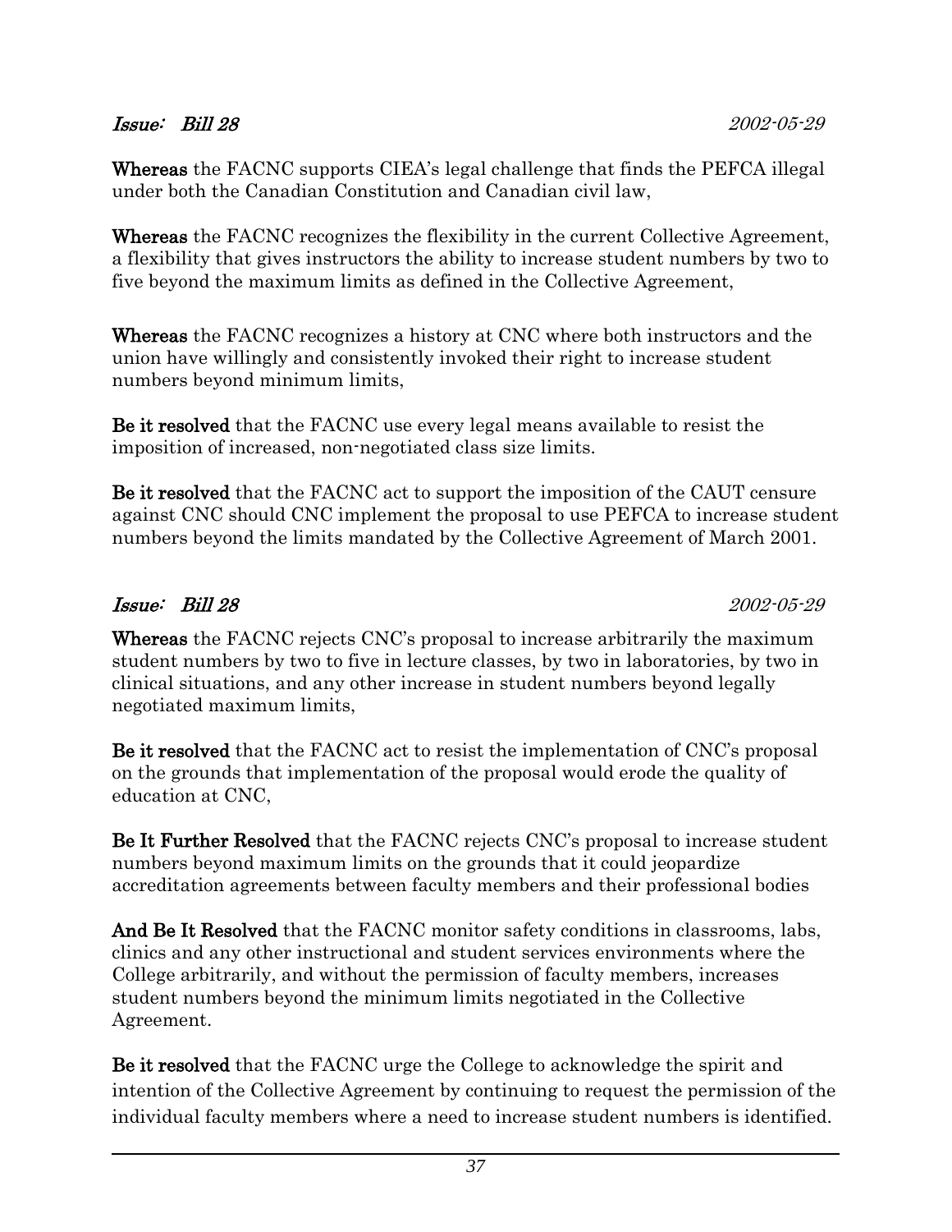*Issue: Bill 28* *2002-05-29*

**Whereas** the FACNC supports CIEA's legal challenge that finds the PEFCA illegal under both the Canadian Constitution and Canadian civil law,

**Whereas** the FACNC recognizes the flexibility in the current Collective Agreement, a flexibility that gives instructors the ability to increase student numbers by two to five beyond the maximum limits as defined in the Collective Agreement,

**Whereas** the FACNC recognizes a history at CNC where both instructors and the union have willingly and consistently invoked their right to increase student numbers beyond minimum limits,

**Be it resolved** that the FACNC use every legal means available to resist the imposition of increased, non-negotiated class size limits.

**Be it resolved** that the FACNC act to support the imposition of the CAUT censure against CNC should CNC implement the proposal to use PEFCA to increase student numbers beyond the limits mandated by the Collective Agreement of March 2001.

*Issue: Bill 28* *2002-05-29*

**Whereas** the FACNC rejects CNC's proposal to increase arbitrarily the maximum student numbers by two to five in lecture classes, by two in laboratories, by two in clinical situations, and any other increase in student numbers beyond legally negotiated maximum limits,

**Be it resolved** that the FACNC act to resist the implementation of CNC's proposal on the grounds that implementation of the proposal would erode the quality of education at CNC,

**Be It Further Resolved** that the FACNC rejects CNC's proposal to increase student numbers beyond maximum limits on the grounds that it could jeopardize accreditation agreements between faculty members and their professional bodies

**And Be It Resolved** that the FACNC monitor safety conditions in classrooms, labs, clinics and any other instructional and student services environments where the College arbitrarily, and without the permission of faculty members, increases student numbers beyond the minimum limits negotiated in the Collective Agreement.

**Be it resolved** that the FACNC urge the College to acknowledge the spirit and intention of the Collective Agreement by continuing to request the permission of the individual faculty members where a need to increase student numbers is identified.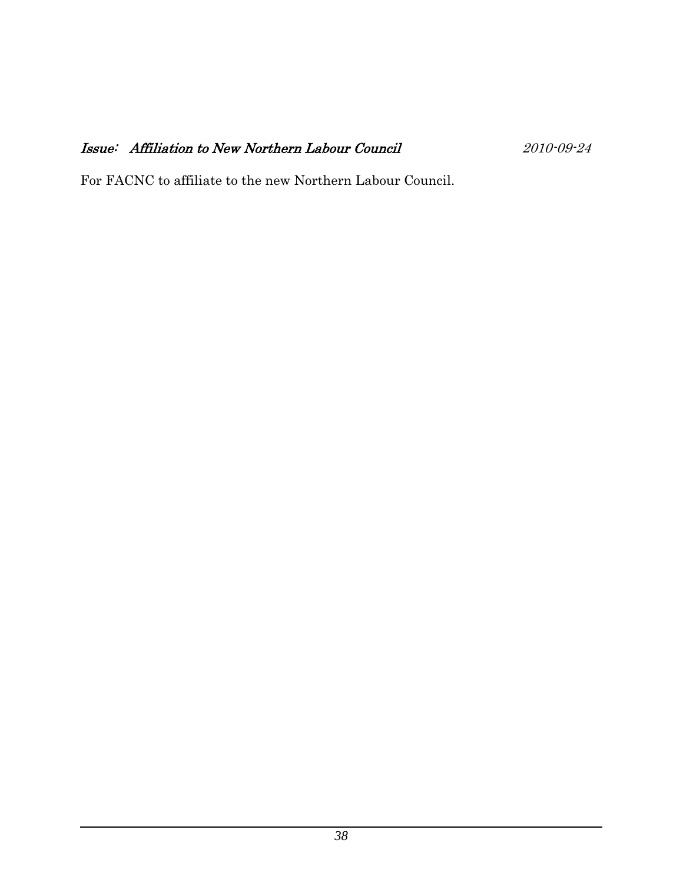### *Issue: Affiliation to New Northern Labour Council* *2010-09-24*

For FACNC to affiliate to the new Northern Labour Council.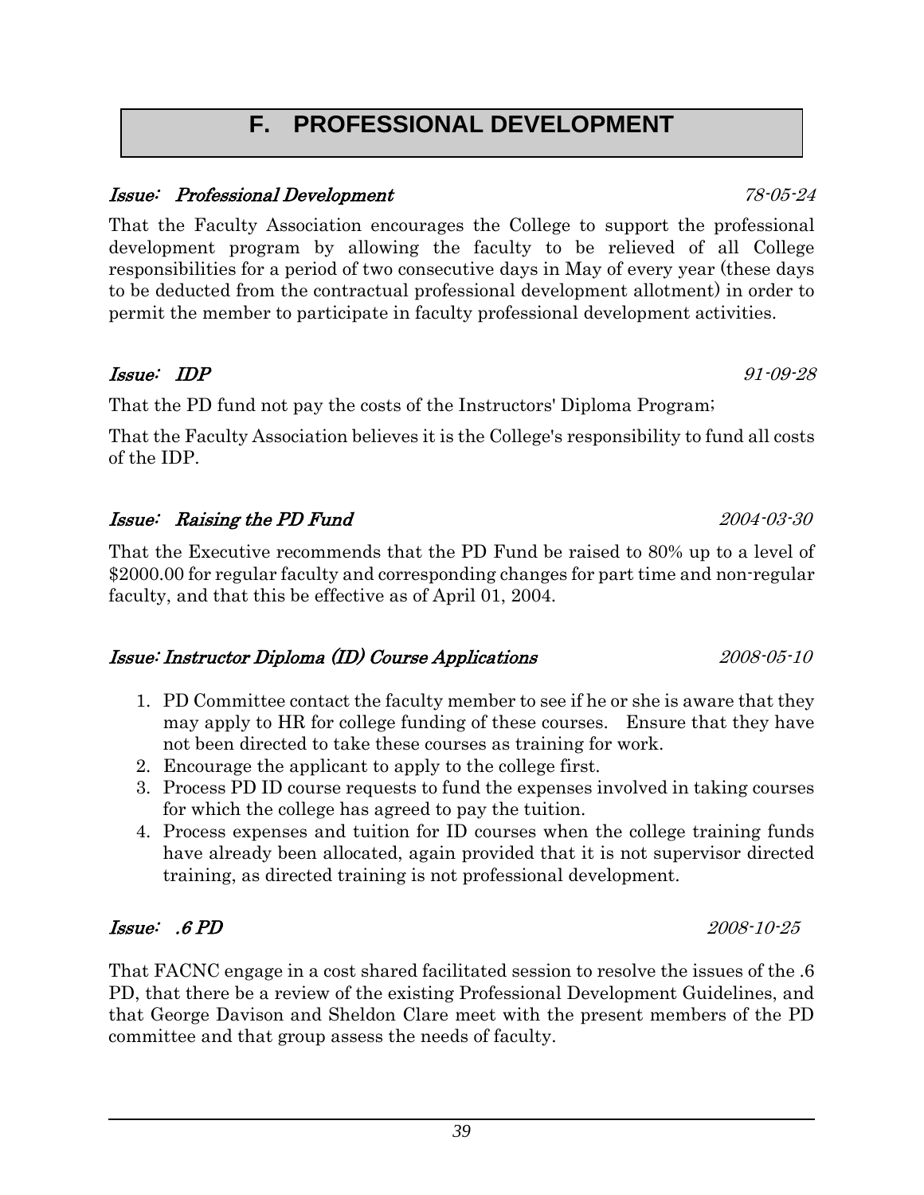# F. PROFESSIONAL DEVELOPMENT

***Issue: Professional Development*** *78-05-24*

That the Faculty Association encourages the College to support the professional development program by allowing the faculty to be relieved of all College responsibilities for a period of two consecutive days in May of every year (these days to be deducted from the contractual professional development allotment) in order to permit the member to participate in faculty professional development activities.

***Issue: IDP*** *91-09-28*

That the PD fund not pay the costs of the Instructors' Diploma Program;

That the Faculty Association believes it is the College's responsibility to fund all costs of the IDP.

***Issue: Raising the PD Fund*** *2004-03-30*

That the Executive recommends that the PD Fund be raised to 80% up to a level of $2000.00 for regular faculty and corresponding changes for part time and non-regular faculty, and that this be effective as of April 01, 2004.

***Issue: Instructor Diploma (ID) Course Applications*** *2008-05-10*

1. PD Committee contact the faculty member to see if he or she is aware that they may apply to HR for college funding of these courses. Ensure that they have not been directed to take these courses as training for work.
2. Encourage the applicant to apply to the college first.
3. Process PD ID course requests to fund the expenses involved in taking courses for which the college has agreed to pay the tuition.
4. Process expenses and tuition for ID courses when the college training funds have already been allocated, again provided that it is not supervisor directed training, as directed training is not professional development.

***Issue: .6 PD*** *2008-10-25*

That FACNC engage in a cost shared facilitated session to resolve the issues of the .6 PD, that there be a review of the existing Professional Development Guidelines, and that George Davison and Sheldon Clare meet with the present members of the PD committee and that group assess the needs of faculty.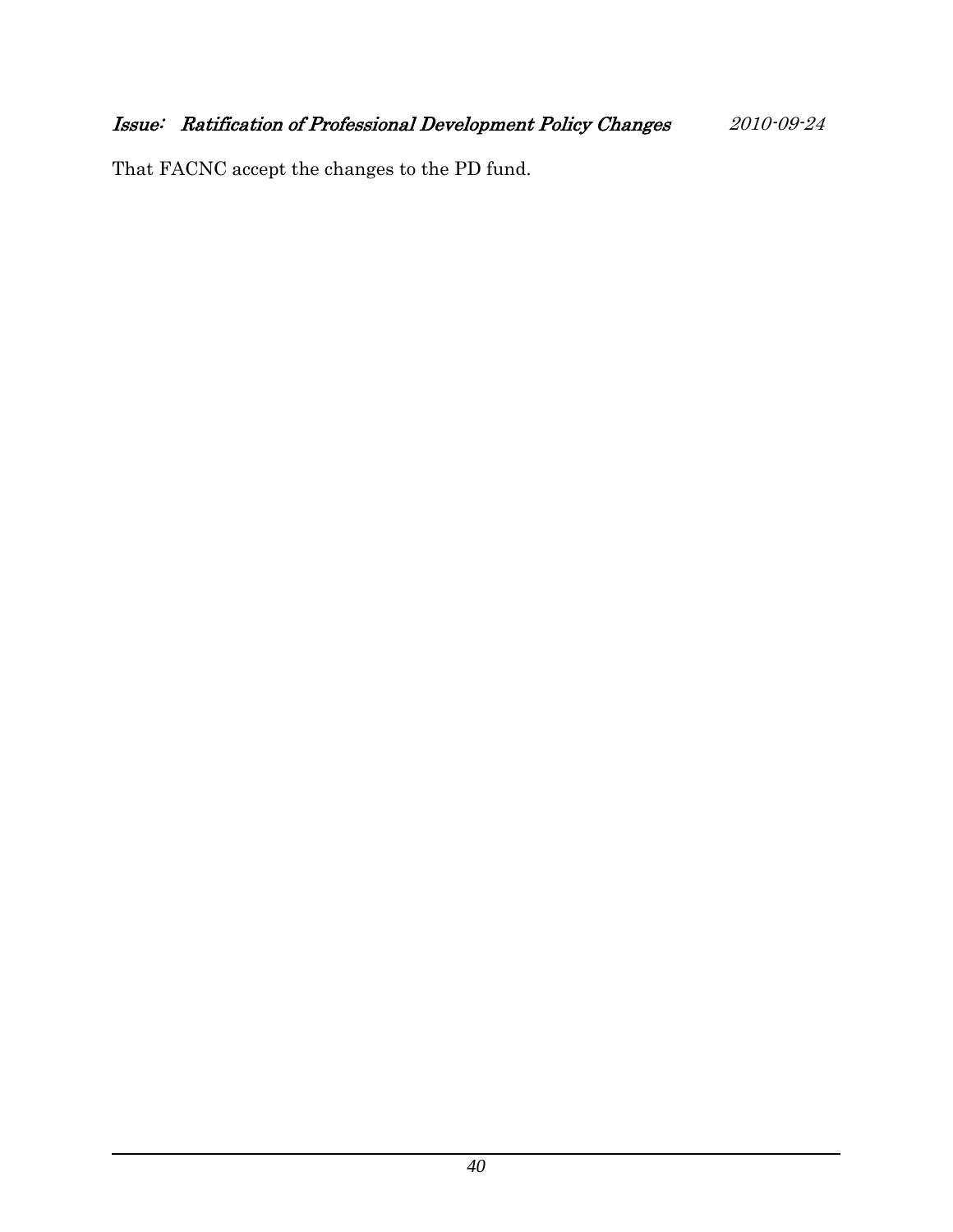*Issue: Ratification of Professional Development Policy Changes* *2010-09-24*

That FACNC accept the changes to the PD fund.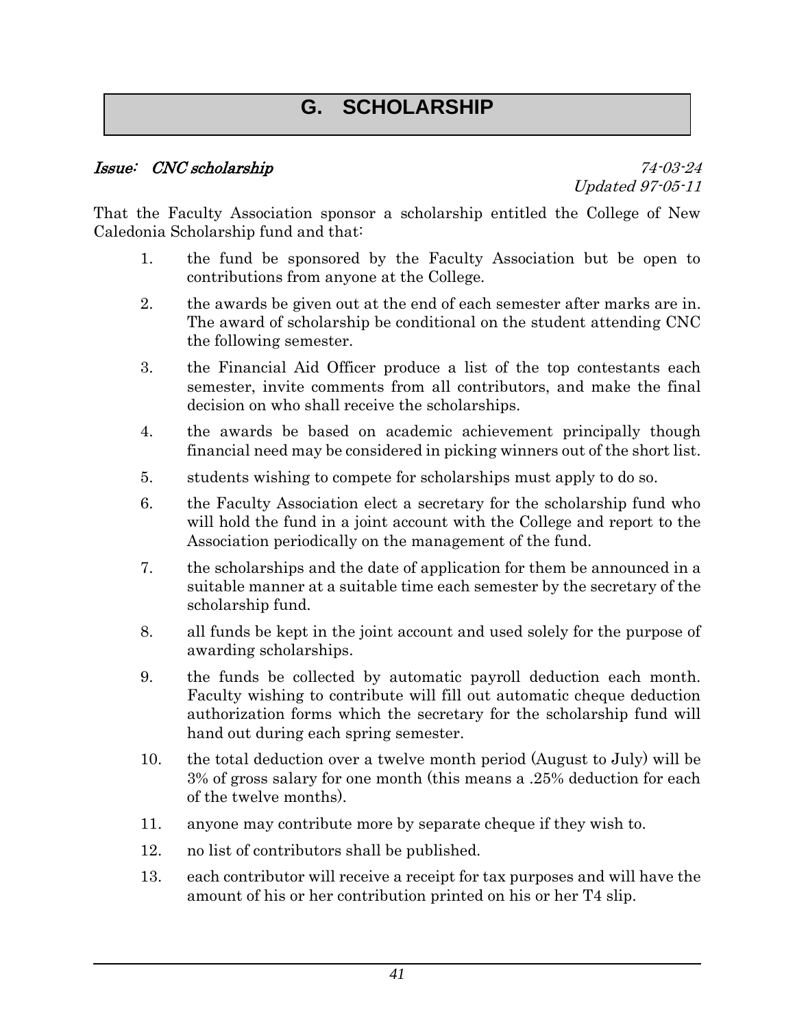# G. SCHOLARSHIP

***Issue: CNC scholarship*** *74-03-24*
*Updated 97-05-11*

That the Faculty Association sponsor a scholarship entitled the College of New Caledonia Scholarship fund and that:

1. the fund be sponsored by the Faculty Association but be open to contributions from anyone at the College.
2. the awards be given out at the end of each semester after marks are in. The award of scholarship be conditional on the student attending CNC the following semester.
3. the Financial Aid Officer produce a list of the top contestants each semester, invite comments from all contributors, and make the final decision on who shall receive the scholarships.
4. the awards be based on academic achievement principally though financial need may be considered in picking winners out of the short list.
5. students wishing to compete for scholarships must apply to do so.
6. the Faculty Association elect a secretary for the scholarship fund who will hold the fund in a joint account with the College and report to the Association periodically on the management of the fund.
7. the scholarships and the date of application for them be announced in a suitable manner at a suitable time each semester by the secretary of the scholarship fund.
8. all funds be kept in the joint account and used solely for the purpose of awarding scholarships.
9. the funds be collected by automatic payroll deduction each month. Faculty wishing to contribute will fill out automatic cheque deduction authorization forms which the secretary for the scholarship fund will hand out during each spring semester.
10. the total deduction over a twelve month period (August to July) will be 3% of gross salary for one month (this means a .25% deduction for each of the twelve months).
11. anyone may contribute more by separate cheque if they wish to.
12. no list of contributors shall be published.
13. each contributor will receive a receipt for tax purposes and will have the amount of his or her contribution printed on his or her T4 slip.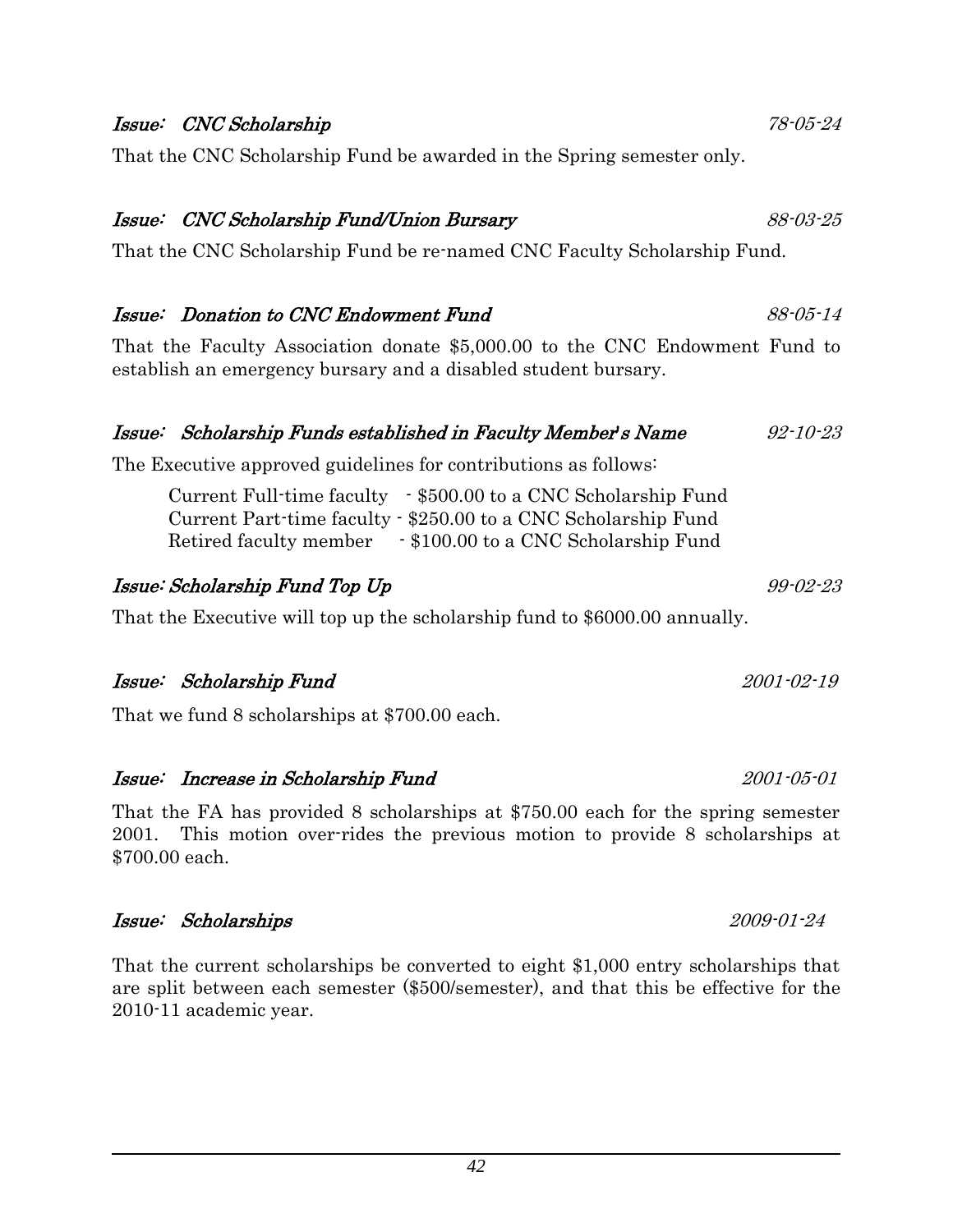***Issue: CNC Scholarship*** *78-05-24*

That the CNC Scholarship Fund be awarded in the Spring semester only.

***Issue: CNC Scholarship Fund/Union Bursary*** *88-03-25*

That the CNC Scholarship Fund be re-named CNC Faculty Scholarship Fund.

***Issue: Donation to CNC Endowment Fund*** *88-05-14*

That the Faculty Association donate $5,000.00 to the CNC Endowment Fund to establish an emergency bursary and a disabled student bursary.

***Issue: Scholarship Funds established in Faculty Member's Name*** *92-10-23*

The Executive approved guidelines for contributions as follows:

> Current Full-time faculty - $500.00 to a CNC Scholarship Fund
> Current Part-time faculty - $250.00 to a CNC Scholarship Fund
> Retired faculty member - $100.00 to a CNC Scholarship Fund

***Issue: Scholarship Fund Top Up*** *99-02-23*

That the Executive will top up the scholarship fund to $6000.00 annually.

***Issue: Scholarship Fund*** *2001-02-19*

That we fund 8 scholarships at $700.00 each.

***Issue: Increase in Scholarship Fund*** *2001-05-01*

That the FA has provided 8 scholarships at $750.00 each for the spring semester 2001. This motion over-rides the previous motion to provide 8 scholarships at $700.00 each.

***Issue: Scholarships*** *2009-01-24*

That the current scholarships be converted to eight $1,000 entry scholarships that are split between each semester ($500/semester), and that this be effective for the 2010-11 academic year.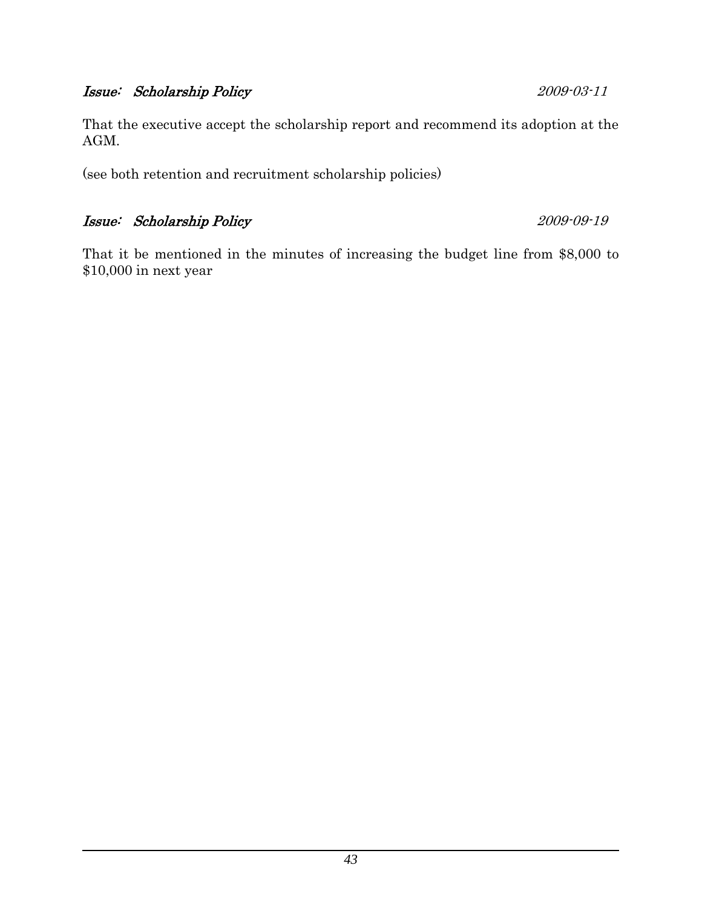***Issue:  Scholarship Policy*** *2009-03-11*

That the executive accept the scholarship report and recommend its adoption at the AGM.

(see both retention and recruitment scholarship policies)

***Issue:  Scholarship Policy*** *2009-09-19*

That it be mentioned in the minutes of increasing the budget line from $8,000 to $10,000 in next year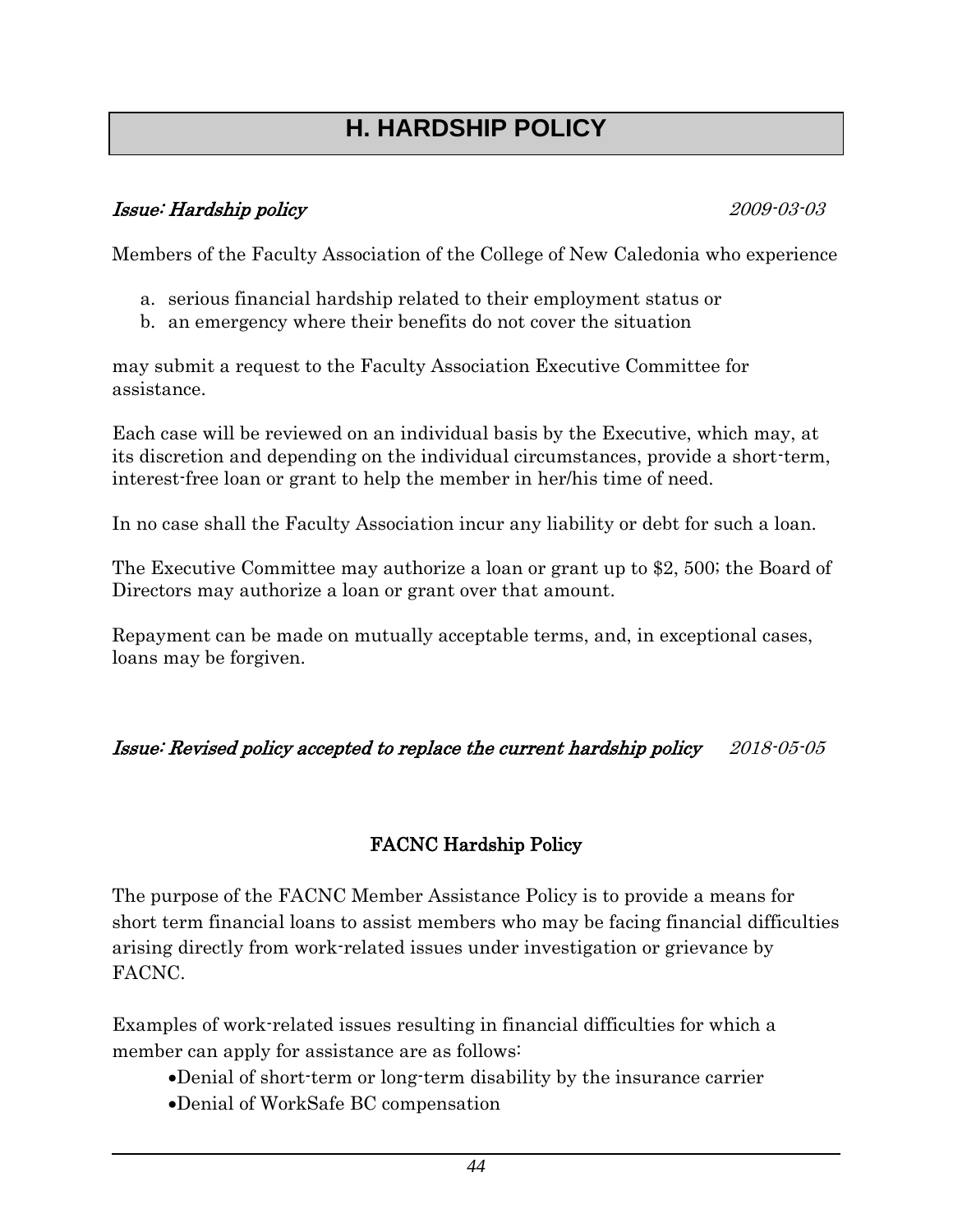# H. HARDSHIP POLICY

*Issue: Hardship policy* *2009-03-03*

Members of the Faculty Association of the College of New Caledonia who experience

a. serious financial hardship related to their employment status or
b. an emergency where their benefits do not cover the situation

may submit a request to the Faculty Association Executive Committee for assistance.

Each case will be reviewed on an individual basis by the Executive, which may, at its discretion and depending on the individual circumstances, provide a short-term, interest-free loan or grant to help the member in her/his time of need.

In no case shall the Faculty Association incur any liability or debt for such a loan.

The Executive Committee may authorize a loan or grant up to $2, 500; the Board of Directors may authorize a loan or grant over that amount.

Repayment can be made on mutually acceptable terms, and, in exceptional cases, loans may be forgiven.

*Issue: Revised policy accepted to replace the current hardship policy* *2018-05-05*

**FACNC Hardship Policy**

The purpose of the FACNC Member Assistance Policy is to provide a means for short term financial loans to assist members who may be facing financial difficulties arising directly from work-related issues under investigation or grievance by FACNC.

Examples of work-related issues resulting in financial difficulties for which a member can apply for assistance are as follows:

- Denial of short-term or long-term disability by the insurance carrier
- Denial of WorkSafe BC compensation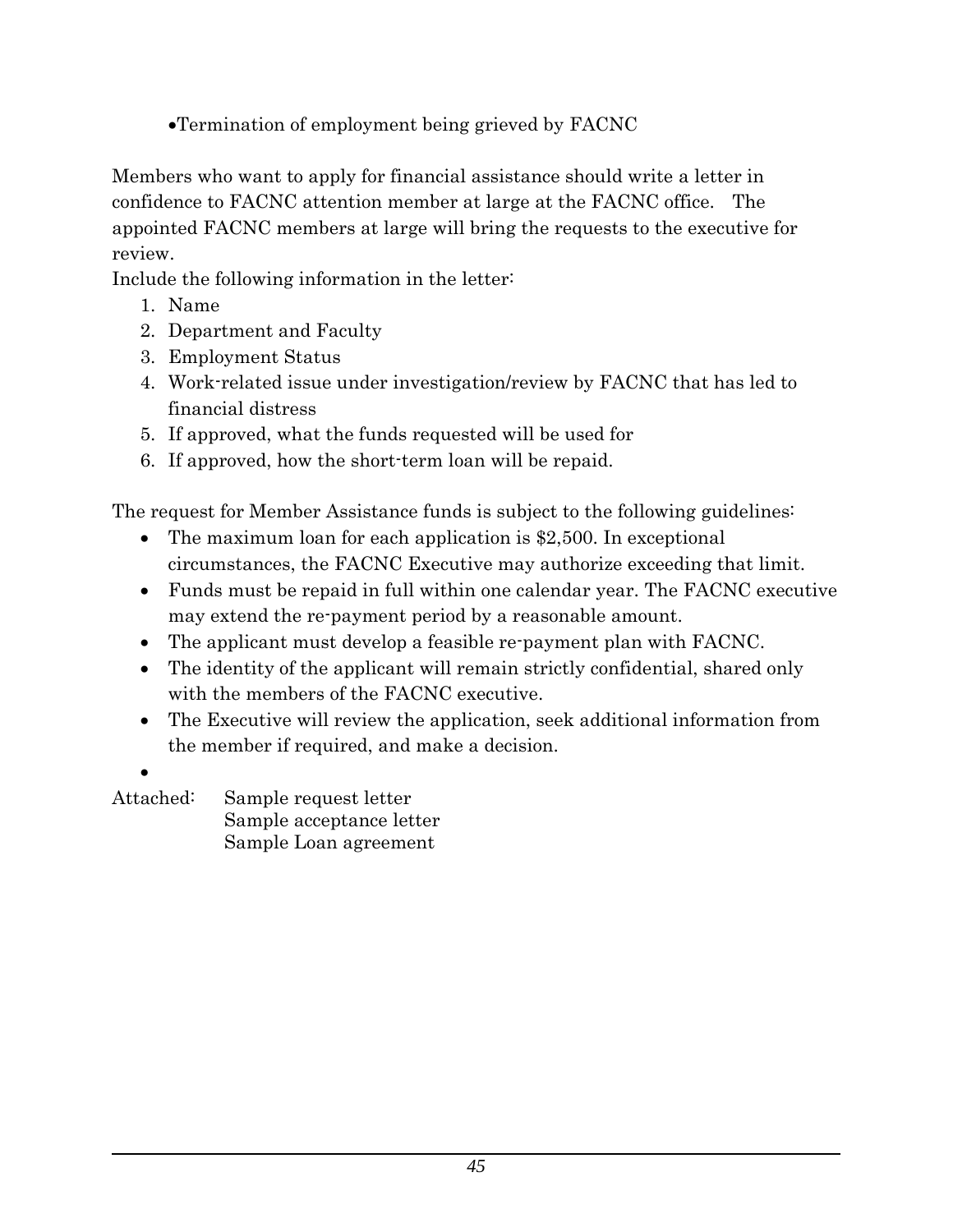- Termination of employment being grieved by FACNC

Members who want to apply for financial assistance should write a letter in confidence to FACNC attention member at large at the FACNC office. The appointed FACNC members at large will bring the requests to the executive for review.

Include the following information in the letter:

1. Name
2. Department and Faculty
3. Employment Status
4. Work-related issue under investigation/review by FACNC that has led to financial distress
5. If approved, what the funds requested will be used for
6. If approved, how the short-term loan will be repaid.

The request for Member Assistance funds is subject to the following guidelines:

- The maximum loan for each application is $2,500. In exceptional circumstances, the FACNC Executive may authorize exceeding that limit.
- Funds must be repaid in full within one calendar year. The FACNC executive may extend the re-payment period by a reasonable amount.
- The applicant must develop a feasible re-payment plan with FACNC.
- The identity of the applicant will remain strictly confidential, shared only with the members of the FACNC executive.
- The Executive will review the application, seek additional information from the member if required, and make a decision.

Attached: Sample request letter
Sample acceptance letter
Sample Loan agreement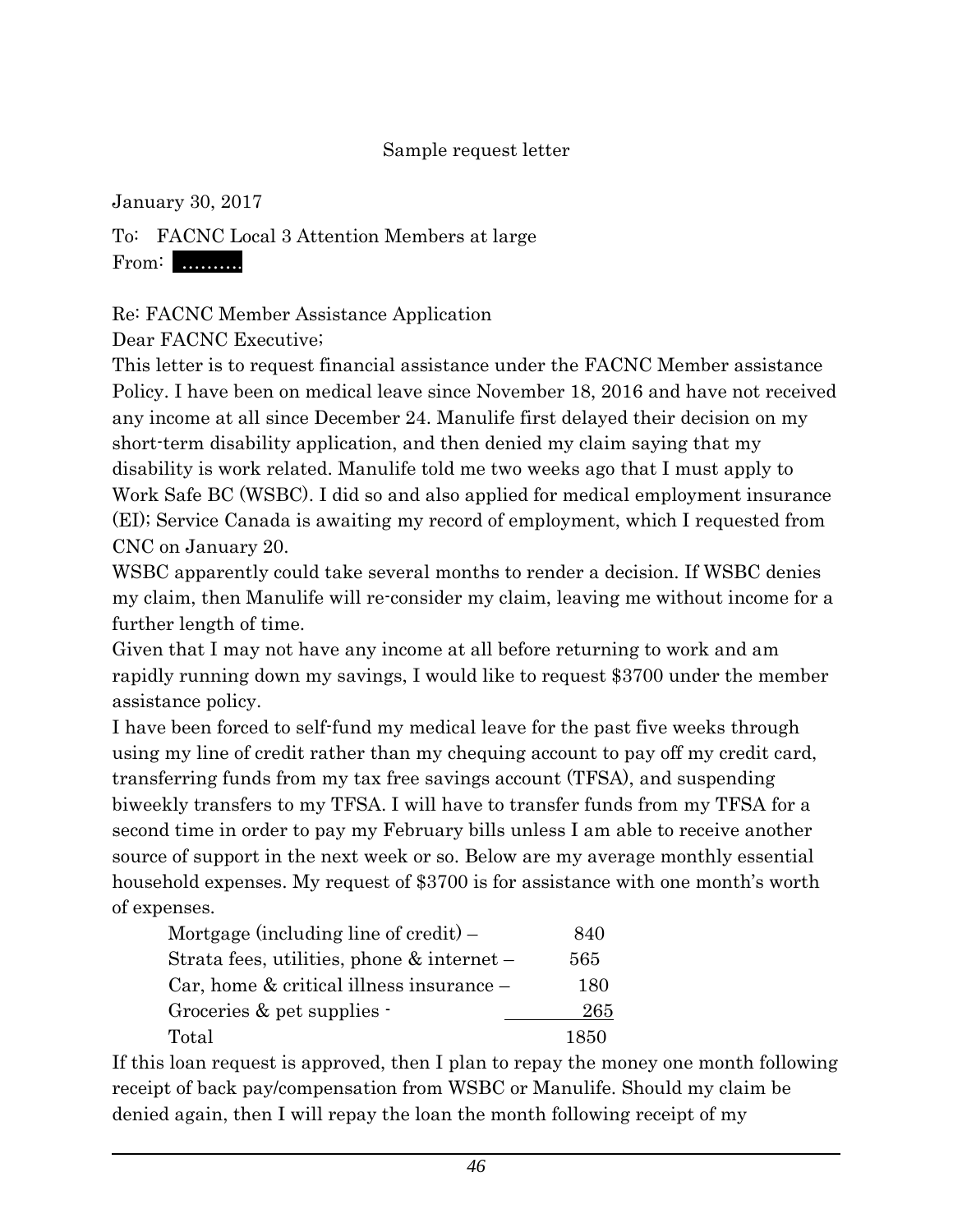Sample request letter

January 30, 2017

To: FACNC Local 3 Attention Members at large
From: ..........

Re: FACNC Member Assistance Application
Dear FACNC Executive;
This letter is to request financial assistance under the FACNC Member assistance Policy. I have been on medical leave since November 18, 2016 and have not received any income at all since December 24. Manulife first delayed their decision on my short-term disability application, and then denied my claim saying that my disability is work related. Manulife told me two weeks ago that I must apply to Work Safe BC (WSBC). I did so and also applied for medical employment insurance (EI); Service Canada is awaiting my record of employment, which I requested from CNC on January 20.
WSBC apparently could take several months to render a decision. If WSBC denies my claim, then Manulife will re-consider my claim, leaving me without income for a further length of time.
Given that I may not have any income at all before returning to work and am rapidly running down my savings, I would like to request $3700 under the member assistance policy.
I have been forced to self-fund my medical leave for the past five weeks through using my line of credit rather than my chequing account to pay off my credit card, transferring funds from my tax free savings account (TFSA), and suspending biweekly transfers to my TFSA. I will have to transfer funds from my TFSA for a second time in order to pay my February bills unless I am able to receive another source of support in the next week or so. Below are my average monthly essential household expenses. My request of $3700 is for assistance with one month's worth of expenses.

| | |
|---|---|
| Mortgage (including line of credit) – | 840 |
| Strata fees, utilities, phone & internet – | 565 |
| Car, home & critical illness insurance – | 180 |
| Groceries & pet supplies - | 265 |
| Total | 1850 |

If this loan request is approved, then I plan to repay the money one month following receipt of back pay/compensation from WSBC or Manulife. Should my claim be denied again, then I will repay the loan the month following receipt of my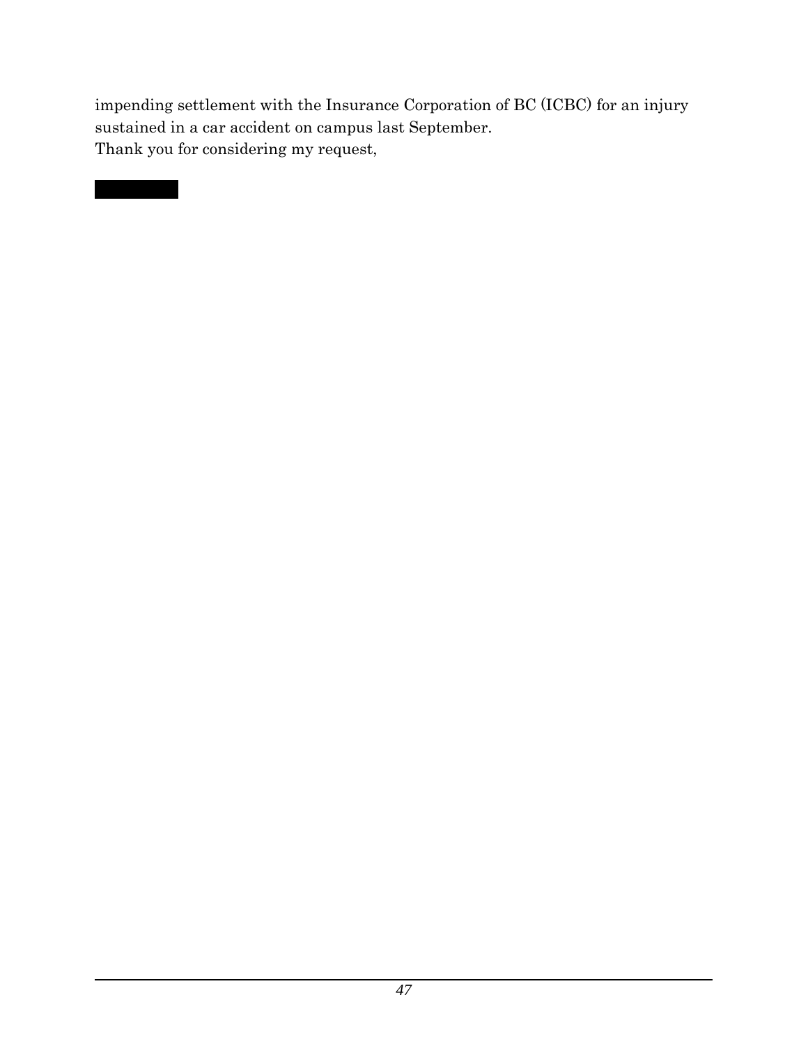impending settlement with the Insurance Corporation of BC (ICBC) for an injury sustained in a car accident on campus last September.
Thank you for considering my request,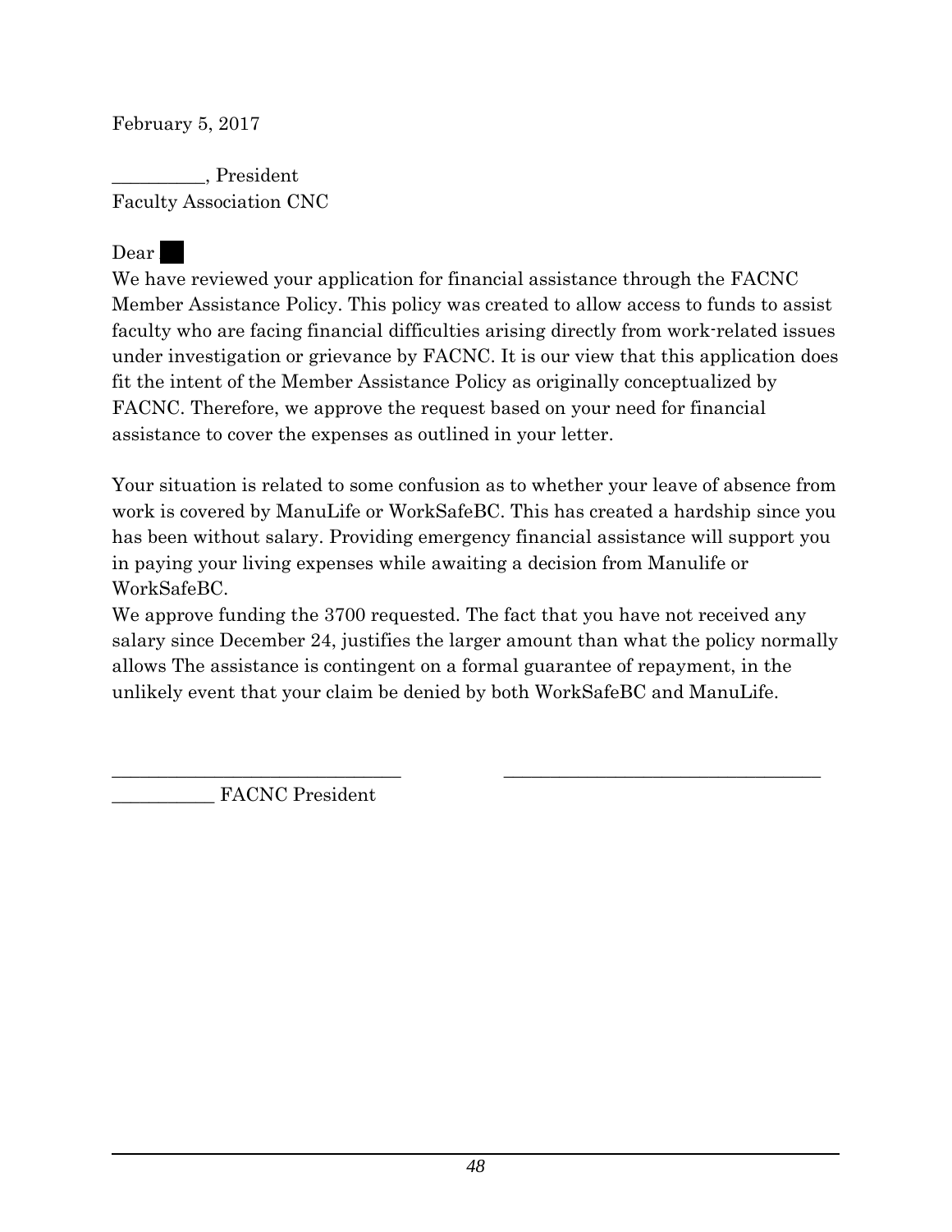February 5, 2017

__________, President
Faculty Association CNC

Dear ██

We have reviewed your application for financial assistance through the FACNC Member Assistance Policy. This policy was created to allow access to funds to assist faculty who are facing financial difficulties arising directly from work-related issues under investigation or grievance by FACNC. It is our view that this application does fit the intent of the Member Assistance Policy as originally conceptualized by FACNC. Therefore, we approve the request based on your need for financial assistance to cover the expenses as outlined in your letter.

Your situation is related to some confusion as to whether your leave of absence from work is covered by ManuLife or WorkSafeBC. This has created a hardship since you has been without salary. Providing emergency financial assistance will support you in paying your living expenses while awaiting a decision from Manulife or WorkSafeBC.

We approve funding the 3700 requested. The fact that you have not received any salary since December 24, justifies the larger amount than what the policy normally allows The assistance is contingent on a formal guarantee of repayment, in the unlikely event that your claim be denied by both WorkSafeBC and ManuLife.

________________________________ ___________________________________

___________ FACNC President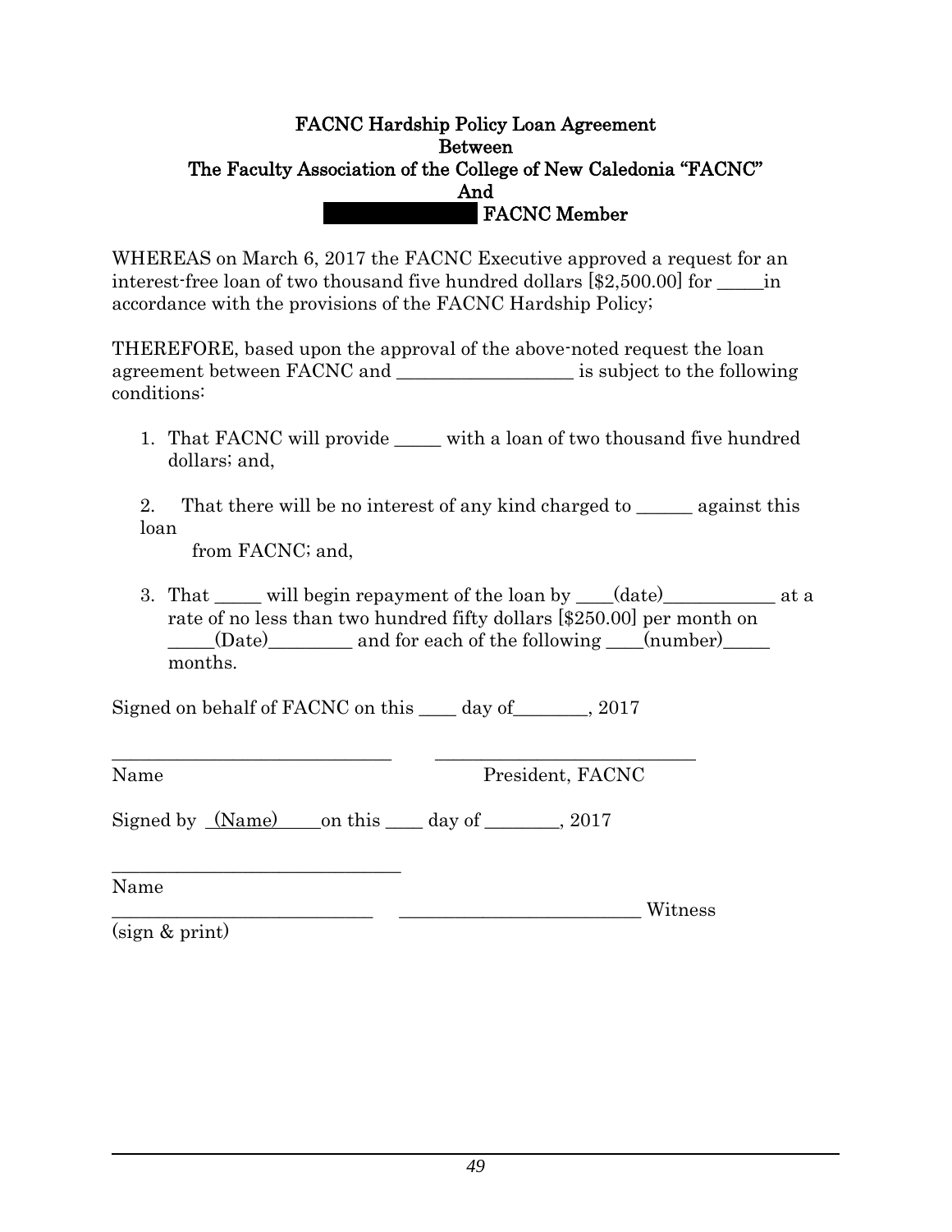**FACNC Hardship Policy Loan Agreement**
**Between**
**The Faculty Association of the College of New Caledonia "FACNC"**
**And**
**FACNC Member**

WHEREAS on March 6, 2017 the FACNC Executive approved a request for an interest-free loan of two thousand five hundred dollars [$2,500.00] for _____in accordance with the provisions of the FACNC Hardship Policy;

THEREFORE, based upon the approval of the above-noted request the loan agreement between FACNC and ___________________ is subject to the following conditions:

1. That FACNC will provide _____ with a loan of two thousand five hundred dollars; and,

2. That there will be no interest of any kind charged to ______ against this loan from FACNC; and,

3. That _____ will begin repayment of the loan by ____(date)____________ at a rate of no less than two hundred fifty dollars [$250.00] per month on _____(Date)_________ and for each of the following ____(number)_____ months.

Signed on behalf of FACNC on this ____ day of________, 2017

______________________________ ____________________________
Name President, FACNC

Signed by (Name) on this ____ day of ________, 2017

______________________________
Name
___________________________ _________________________ Witness
(sign & print)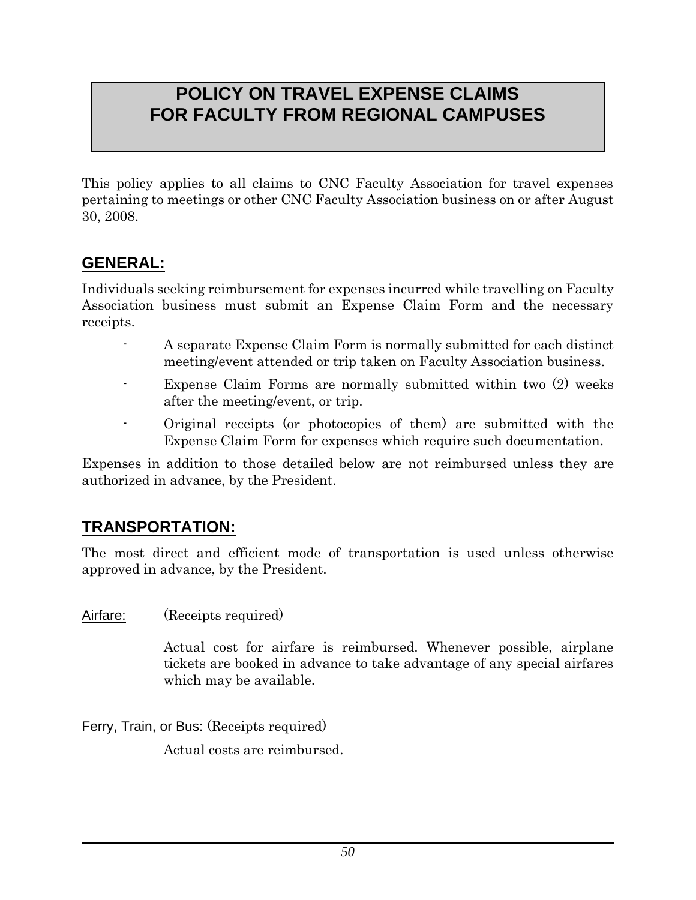# POLICY ON TRAVEL EXPENSE CLAIMS FOR FACULTY FROM REGIONAL CAMPUSES

This policy applies to all claims to CNC Faculty Association for travel expenses pertaining to meetings or other CNC Faculty Association business on or after August 30, 2008.

## GENERAL:

Individuals seeking reimbursement for expenses incurred while travelling on Faculty Association business must submit an Expense Claim Form and the necessary receipts.

- A separate Expense Claim Form is normally submitted for each distinct meeting/event attended or trip taken on Faculty Association business.
- Expense Claim Forms are normally submitted within two (2) weeks after the meeting/event, or trip.
- Original receipts (or photocopies of them) are submitted with the Expense Claim Form for expenses which require such documentation.

Expenses in addition to those detailed below are not reimbursed unless they are authorized in advance, by the President.

## TRANSPORTATION:

The most direct and efficient mode of transportation is used unless otherwise approved in advance, by the President.

Airfare: (Receipts required)

Actual cost for airfare is reimbursed. Whenever possible, airplane tickets are booked in advance to take advantage of any special airfares which may be available.

Ferry, Train, or Bus: (Receipts required)

Actual costs are reimbursed.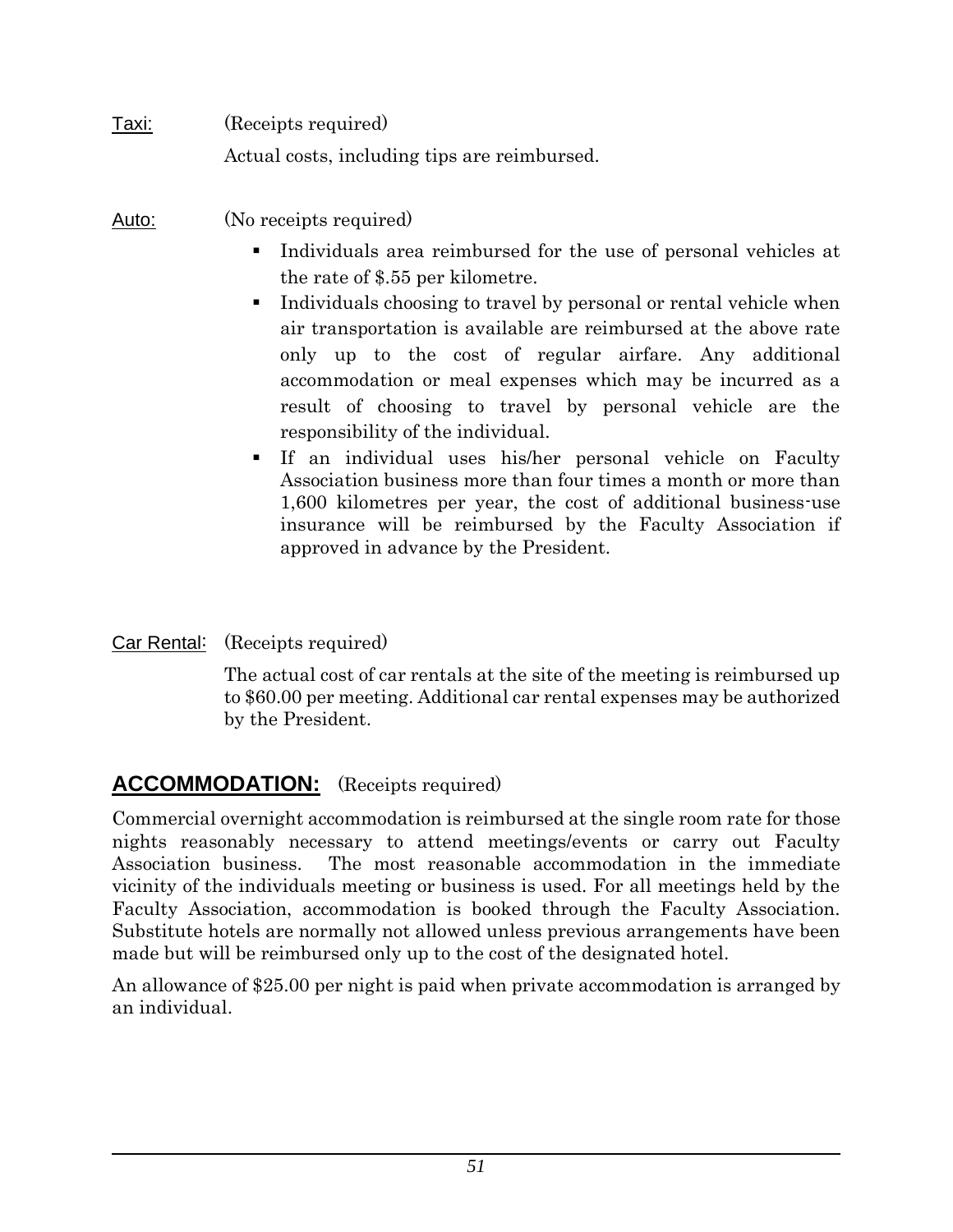Taxi: (Receipts required)

Actual costs, including tips are reimbursed.

Auto: (No receipts required)

- Individuals area reimbursed for the use of personal vehicles at the rate of $.55 per kilometre.
- Individuals choosing to travel by personal or rental vehicle when air transportation is available are reimbursed at the above rate only up to the cost of regular airfare. Any additional accommodation or meal expenses which may be incurred as a result of choosing to travel by personal vehicle are the responsibility of the individual.
- If an individual uses his/her personal vehicle on Faculty Association business more than four times a month or more than 1,600 kilometres per year, the cost of additional business-use insurance will be reimbursed by the Faculty Association if approved in advance by the President.

Car Rental: (Receipts required)

The actual cost of car rentals at the site of the meeting is reimbursed up to $60.00 per meeting. Additional car rental expenses may be authorized by the President.

## ACCOMMODATION: (Receipts required)

Commercial overnight accommodation is reimbursed at the single room rate for those nights reasonably necessary to attend meetings/events or carry out Faculty Association business. The most reasonable accommodation in the immediate vicinity of the individuals meeting or business is used. For all meetings held by the Faculty Association, accommodation is booked through the Faculty Association. Substitute hotels are normally not allowed unless previous arrangements have been made but will be reimbursed only up to the cost of the designated hotel.

An allowance of $25.00 per night is paid when private accommodation is arranged by an individual.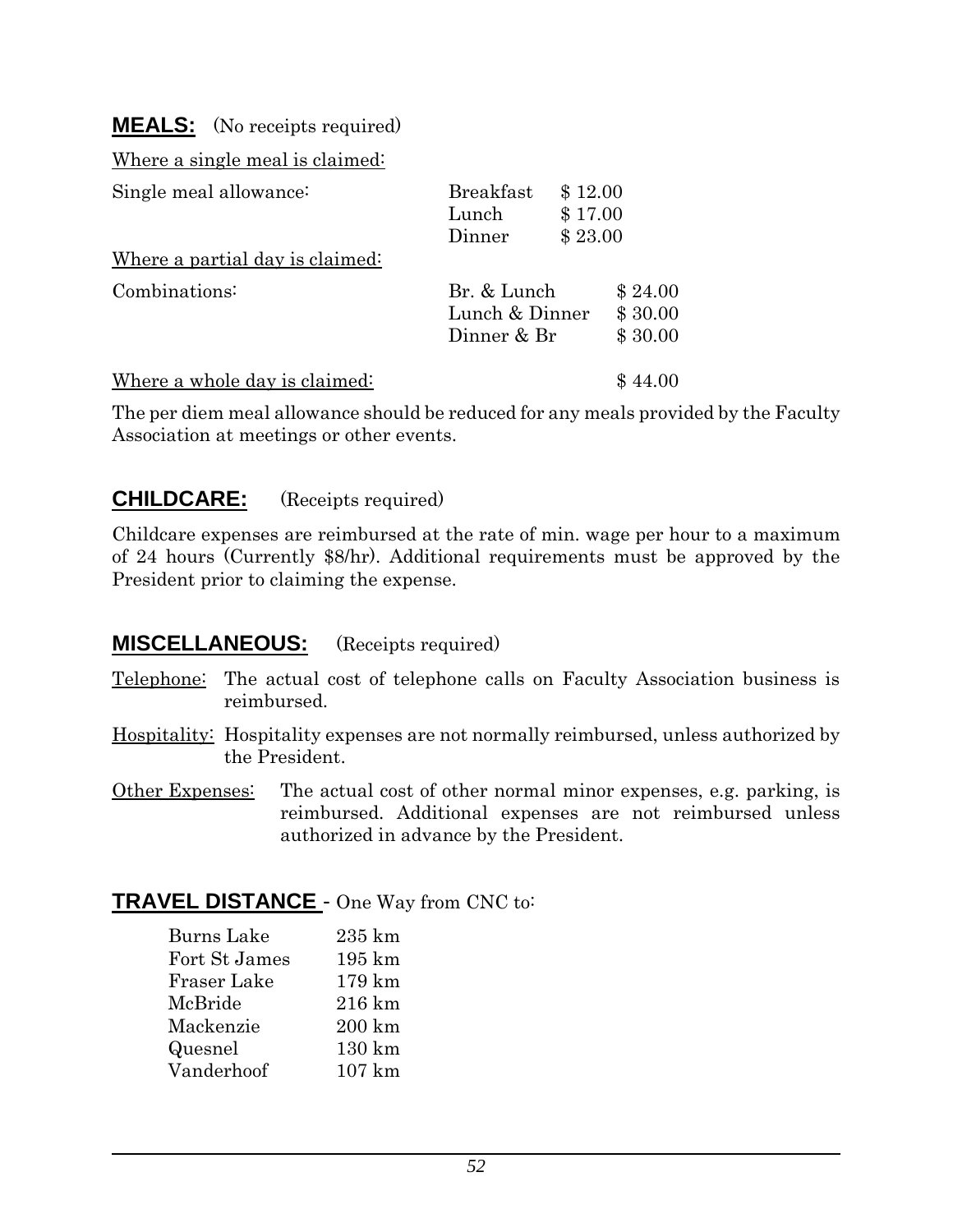**MEALS:** (No receipts required)

Where a single meal is claimed:

| | | |
|---|---|---|
| Single meal allowance: | Breakfast | $ 12.00 |
| | Lunch | $ 17.00 |
| | Dinner | $ 23.00 |

Where a partial day is claimed:

| | | |
|---|---|---|
| Combinations: | Br. & Lunch | $ 24.00 |
| | Lunch & Dinner | $ 30.00 |
| | Dinner & Br | $ 30.00 |

Where a whole day is claimed: $ 44.00

The per diem meal allowance should be reduced for any meals provided by the Faculty Association at meetings or other events.

**CHILDCARE:** (Receipts required)

Childcare expenses are reimbursed at the rate of min. wage per hour to a maximum of 24 hours (Currently $8/hr). Additional requirements must be approved by the President prior to claiming the expense.

**MISCELLANEOUS:** (Receipts required)

Telephone: The actual cost of telephone calls on Faculty Association business is reimbursed.

Hospitality: Hospitality expenses are not normally reimbursed, unless authorized by the President.

Other Expenses: The actual cost of other normal minor expenses, e.g. parking, is reimbursed. Additional expenses are not reimbursed unless authorized in advance by the President.

**TRAVEL DISTANCE** - One Way from CNC to:

| | |
|---|---|
| Burns Lake | 235 km |
| Fort St James | 195 km |
| Fraser Lake | 179 km |
| McBride | 216 km |
| Mackenzie | 200 km |
| Quesnel | 130 km |
| Vanderhoof | 107 km |